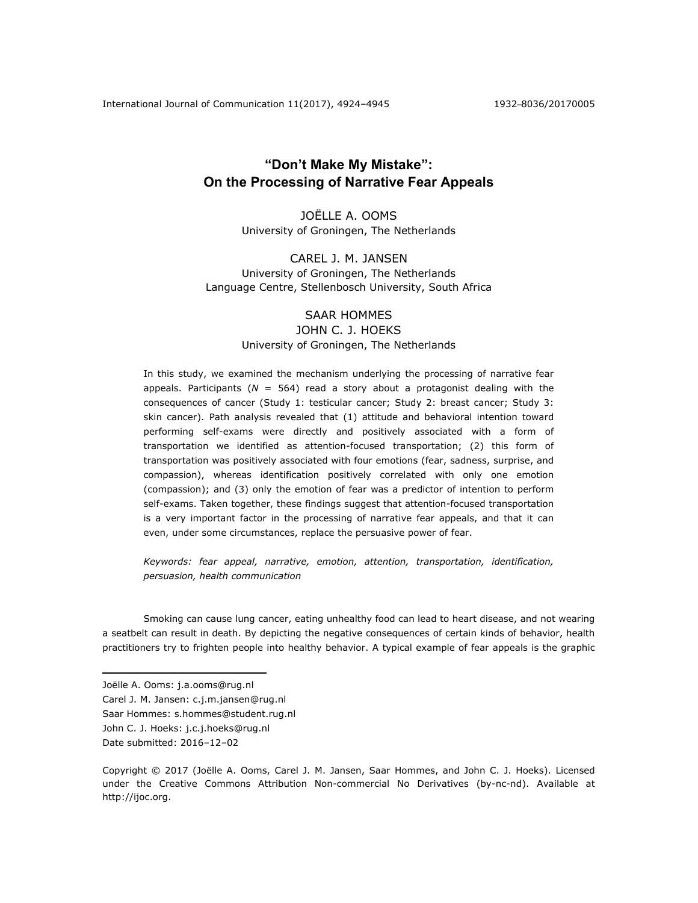# "Don't Make My Mistake": On the Processing of Narrative Fear Appeals

JOËLLE A. OOMS
University of Groningen, The Netherlands

CAREL J. M. JANSEN
University of Groningen, The Netherlands
Language Centre, Stellenbosch University, South Africa

SAAR HOMMES
JOHN C. J. HOEKS
University of Groningen, The Netherlands

In this study, we examined the mechanism underlying the processing of narrative fear appeals. Participants ($N$ = 564) read a story about a protagonist dealing with the consequences of cancer (Study 1: testicular cancer; Study 2: breast cancer; Study 3: skin cancer). Path analysis revealed that (1) attitude and behavioral intention toward performing self-exams were directly and positively associated with a form of transportation we identified as attention-focused transportation; (2) this form of transportation was positively associated with four emotions (fear, sadness, surprise, and compassion), whereas identification positively correlated with only one emotion (compassion); and (3) only the emotion of fear was a predictor of intention to perform self-exams. Taken together, these findings suggest that attention-focused transportation is a very important factor in the processing of narrative fear appeals, and that it can even, under some circumstances, replace the persuasive power of fear.

*Keywords: fear appeal, narrative, emotion, attention, transportation, identification, persuasion, health communication*

Smoking can cause lung cancer, eating unhealthy food can lead to heart disease, and not wearing a seatbelt can result in death. By depicting the negative consequences of certain kinds of behavior, health practitioners try to frighten people into healthy behavior. A typical example of fear appeals is the graphic

---

Joëlle A. Ooms: j.a.ooms@rug.nl
Carel J. M. Jansen: c.j.m.jansen@rug.nl
Saar Hommes: s.hommes@student.rug.nl
John C. J. Hoeks: j.c.j.hoeks@rug.nl
Date submitted: 2016–12–02

Copyright © 2017 (Joëlle A. Ooms, Carel J. M. Jansen, Saar Hommes, and John C. J. Hoeks). Licensed under the Creative Commons Attribution Non-commercial No Derivatives (by-nc-nd). Available at http://ijoc.org.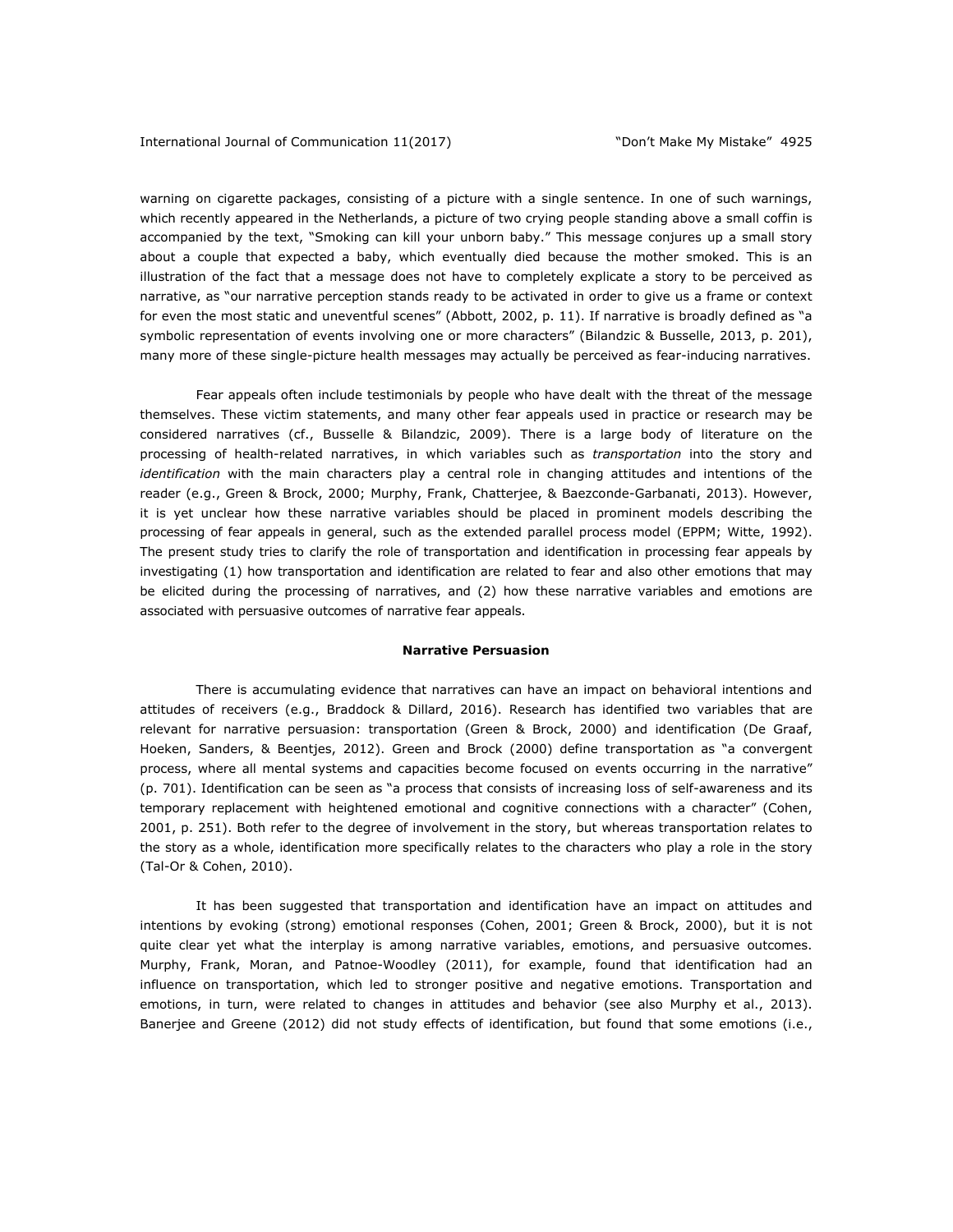warning on cigarette packages, consisting of a picture with a single sentence. In one of such warnings, which recently appeared in the Netherlands, a picture of two crying people standing above a small coffin is accompanied by the text, "Smoking can kill your unborn baby." This message conjures up a small story about a couple that expected a baby, which eventually died because the mother smoked. This is an illustration of the fact that a message does not have to completely explicate a story to be perceived as narrative, as "our narrative perception stands ready to be activated in order to give us a frame or context for even the most static and uneventful scenes" (Abbott, 2002, p. 11). If narrative is broadly defined as "a symbolic representation of events involving one or more characters" (Bilandzic & Busselle, 2013, p. 201), many more of these single-picture health messages may actually be perceived as fear-inducing narratives.

Fear appeals often include testimonials by people who have dealt with the threat of the message themselves. These victim statements, and many other fear appeals used in practice or research may be considered narratives (cf., Busselle & Bilandzic, 2009). There is a large body of literature on the processing of health-related narratives, in which variables such as *transportation* into the story and *identification* with the main characters play a central role in changing attitudes and intentions of the reader (e.g., Green & Brock, 2000; Murphy, Frank, Chatterjee, & Baezconde-Garbanati, 2013). However, it is yet unclear how these narrative variables should be placed in prominent models describing the processing of fear appeals in general, such as the extended parallel process model (EPPM; Witte, 1992). The present study tries to clarify the role of transportation and identification in processing fear appeals by investigating (1) how transportation and identification are related to fear and also other emotions that may be elicited during the processing of narratives, and (2) how these narrative variables and emotions are associated with persuasive outcomes of narrative fear appeals.

## Narrative Persuasion

There is accumulating evidence that narratives can have an impact on behavioral intentions and attitudes of receivers (e.g., Braddock & Dillard, 2016). Research has identified two variables that are relevant for narrative persuasion: transportation (Green & Brock, 2000) and identification (De Graaf, Hoeken, Sanders, & Beentjes, 2012). Green and Brock (2000) define transportation as "a convergent process, where all mental systems and capacities become focused on events occurring in the narrative" (p. 701). Identification can be seen as "a process that consists of increasing loss of self-awareness and its temporary replacement with heightened emotional and cognitive connections with a character" (Cohen, 2001, p. 251). Both refer to the degree of involvement in the story, but whereas transportation relates to the story as a whole, identification more specifically relates to the characters who play a role in the story (Tal-Or & Cohen, 2010).

It has been suggested that transportation and identification have an impact on attitudes and intentions by evoking (strong) emotional responses (Cohen, 2001; Green & Brock, 2000), but it is not quite clear yet what the interplay is among narrative variables, emotions, and persuasive outcomes. Murphy, Frank, Moran, and Patnoe-Woodley (2011), for example, found that identification had an influence on transportation, which led to stronger positive and negative emotions. Transportation and emotions, in turn, were related to changes in attitudes and behavior (see also Murphy et al., 2013). Banerjee and Greene (2012) did not study effects of identification, but found that some emotions (i.e.,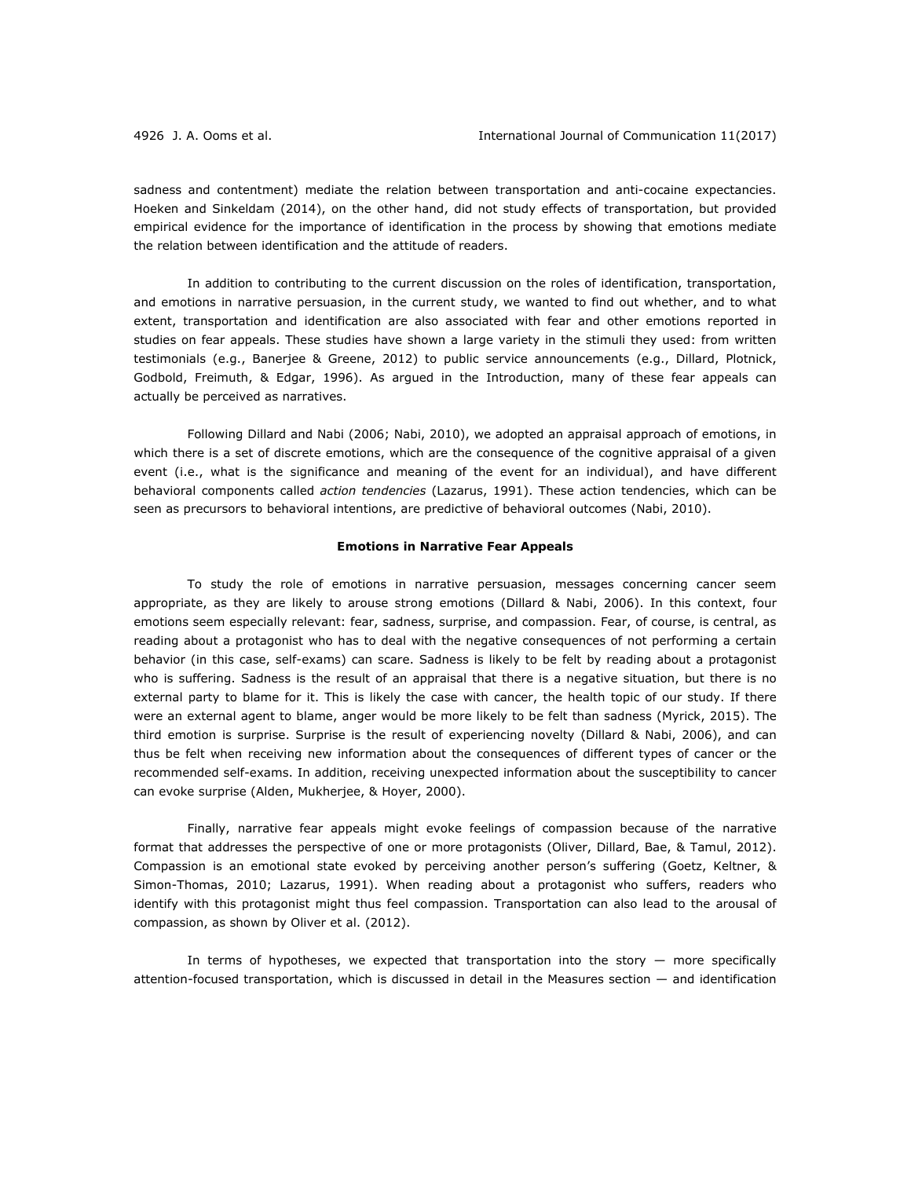sadness and contentment) mediate the relation between transportation and anti-cocaine expectancies. Hoeken and Sinkeldam (2014), on the other hand, did not study effects of transportation, but provided empirical evidence for the importance of identification in the process by showing that emotions mediate the relation between identification and the attitude of readers.

In addition to contributing to the current discussion on the roles of identification, transportation, and emotions in narrative persuasion, in the current study, we wanted to find out whether, and to what extent, transportation and identification are also associated with fear and other emotions reported in studies on fear appeals. These studies have shown a large variety in the stimuli they used: from written testimonials (e.g., Banerjee & Greene, 2012) to public service announcements (e.g., Dillard, Plotnick, Godbold, Freimuth, & Edgar, 1996). As argued in the Introduction, many of these fear appeals can actually be perceived as narratives.

Following Dillard and Nabi (2006; Nabi, 2010), we adopted an appraisal approach of emotions, in which there is a set of discrete emotions, which are the consequence of the cognitive appraisal of a given event (i.e., what is the significance and meaning of the event for an individual), and have different behavioral components called *action tendencies* (Lazarus, 1991). These action tendencies, which can be seen as precursors to behavioral intentions, are predictive of behavioral outcomes (Nabi, 2010).

## Emotions in Narrative Fear Appeals

To study the role of emotions in narrative persuasion, messages concerning cancer seem appropriate, as they are likely to arouse strong emotions (Dillard & Nabi, 2006). In this context, four emotions seem especially relevant: fear, sadness, surprise, and compassion. Fear, of course, is central, as reading about a protagonist who has to deal with the negative consequences of not performing a certain behavior (in this case, self-exams) can scare. Sadness is likely to be felt by reading about a protagonist who is suffering. Sadness is the result of an appraisal that there is a negative situation, but there is no external party to blame for it. This is likely the case with cancer, the health topic of our study. If there were an external agent to blame, anger would be more likely to be felt than sadness (Myrick, 2015). The third emotion is surprise. Surprise is the result of experiencing novelty (Dillard & Nabi, 2006), and can thus be felt when receiving new information about the consequences of different types of cancer or the recommended self-exams. In addition, receiving unexpected information about the susceptibility to cancer can evoke surprise (Alden, Mukherjee, & Hoyer, 2000).

Finally, narrative fear appeals might evoke feelings of compassion because of the narrative format that addresses the perspective of one or more protagonists (Oliver, Dillard, Bae, & Tamul, 2012). Compassion is an emotional state evoked by perceiving another person's suffering (Goetz, Keltner, & Simon-Thomas, 2010; Lazarus, 1991). When reading about a protagonist who suffers, readers who identify with this protagonist might thus feel compassion. Transportation can also lead to the arousal of compassion, as shown by Oliver et al. (2012).

In terms of hypotheses, we expected that transportation into the story — more specifically attention-focused transportation, which is discussed in detail in the Measures section — and identification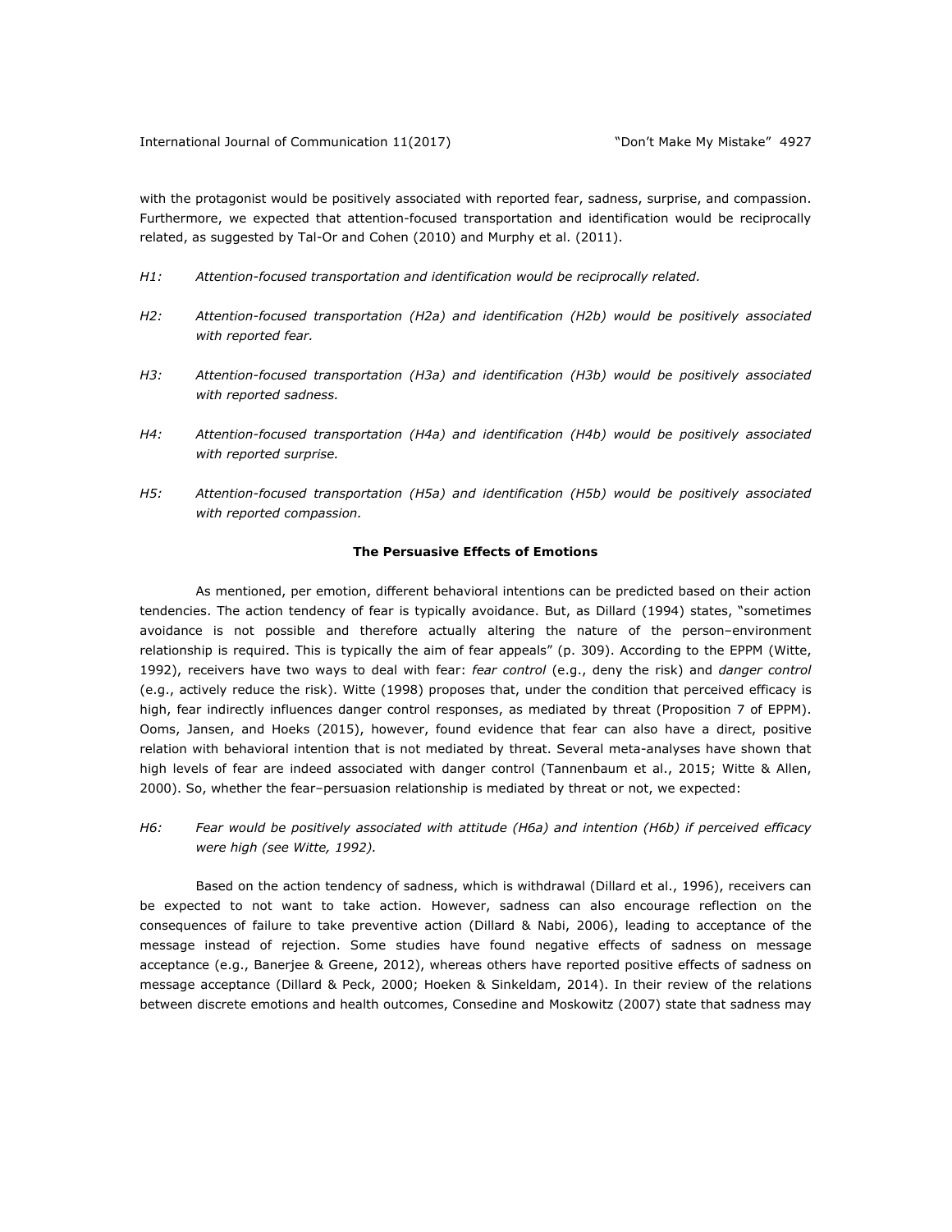with the protagonist would be positively associated with reported fear, sadness, surprise, and compassion. Furthermore, we expected that attention-focused transportation and identification would be reciprocally related, as suggested by Tal-Or and Cohen (2010) and Murphy et al. (2011).

*H1: Attention-focused transportation and identification would be reciprocally related.*

*H2: Attention-focused transportation (H2a) and identification (H2b) would be positively associated with reported fear.*

*H3: Attention-focused transportation (H3a) and identification (H3b) would be positively associated with reported sadness.*

*H4: Attention-focused transportation (H4a) and identification (H4b) would be positively associated with reported surprise.*

*H5: Attention-focused transportation (H5a) and identification (H5b) would be positively associated with reported compassion.*

### The Persuasive Effects of Emotions

As mentioned, per emotion, different behavioral intentions can be predicted based on their action tendencies. The action tendency of fear is typically avoidance. But, as Dillard (1994) states, "sometimes avoidance is not possible and therefore actually altering the nature of the person–environment relationship is required. This is typically the aim of fear appeals" (p. 309). According to the EPPM (Witte, 1992), receivers have two ways to deal with fear: *fear control* (e.g., deny the risk) and *danger control* (e.g., actively reduce the risk). Witte (1998) proposes that, under the condition that perceived efficacy is high, fear indirectly influences danger control responses, as mediated by threat (Proposition 7 of EPPM). Ooms, Jansen, and Hoeks (2015), however, found evidence that fear can also have a direct, positive relation with behavioral intention that is not mediated by threat. Several meta-analyses have shown that high levels of fear are indeed associated with danger control (Tannenbaum et al., 2015; Witte & Allen, 2000). So, whether the fear–persuasion relationship is mediated by threat or not, we expected:

*H6: Fear would be positively associated with attitude (H6a) and intention (H6b) if perceived efficacy were high (see Witte, 1992).*

Based on the action tendency of sadness, which is withdrawal (Dillard et al., 1996), receivers can be expected to not want to take action. However, sadness can also encourage reflection on the consequences of failure to take preventive action (Dillard & Nabi, 2006), leading to acceptance of the message instead of rejection. Some studies have found negative effects of sadness on message acceptance (e.g., Banerjee & Greene, 2012), whereas others have reported positive effects of sadness on message acceptance (Dillard & Peck, 2000; Hoeken & Sinkeldam, 2014). In their review of the relations between discrete emotions and health outcomes, Consedine and Moskowitz (2007) state that sadness may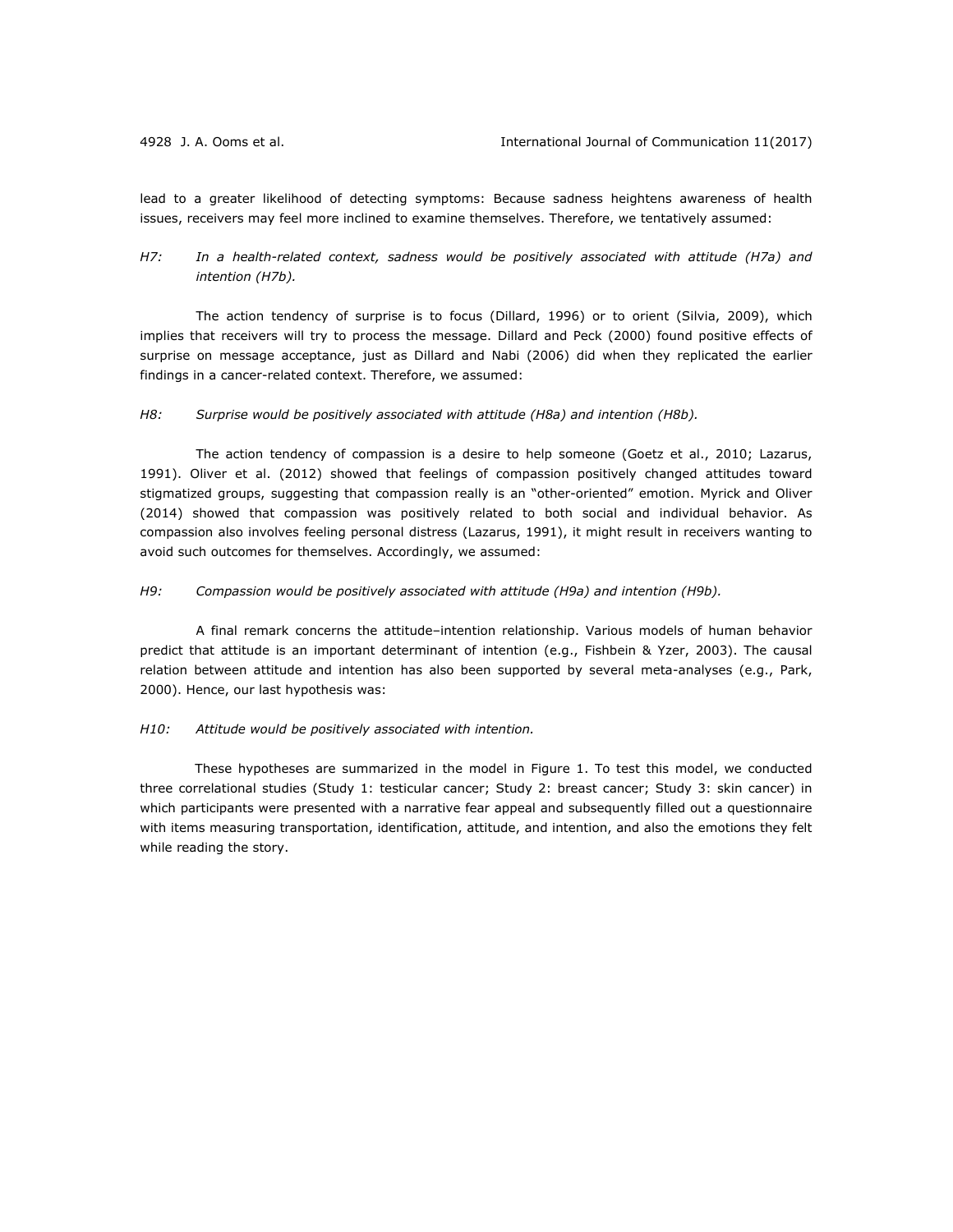lead to a greater likelihood of detecting symptoms: Because sadness heightens awareness of health issues, receivers may feel more inclined to examine themselves. Therefore, we tentatively assumed:

*H7: In a health-related context, sadness would be positively associated with attitude (H7a) and intention (H7b).*

The action tendency of surprise is to focus (Dillard, 1996) or to orient (Silvia, 2009), which implies that receivers will try to process the message. Dillard and Peck (2000) found positive effects of surprise on message acceptance, just as Dillard and Nabi (2006) did when they replicated the earlier findings in a cancer-related context. Therefore, we assumed:

*H8: Surprise would be positively associated with attitude (H8a) and intention (H8b).*

The action tendency of compassion is a desire to help someone (Goetz et al., 2010; Lazarus, 1991). Oliver et al. (2012) showed that feelings of compassion positively changed attitudes toward stigmatized groups, suggesting that compassion really is an "other-oriented" emotion. Myrick and Oliver (2014) showed that compassion was positively related to both social and individual behavior. As compassion also involves feeling personal distress (Lazarus, 1991), it might result in receivers wanting to avoid such outcomes for themselves. Accordingly, we assumed:

*H9: Compassion would be positively associated with attitude (H9a) and intention (H9b).*

A final remark concerns the attitude–intention relationship. Various models of human behavior predict that attitude is an important determinant of intention (e.g., Fishbein & Yzer, 2003). The causal relation between attitude and intention has also been supported by several meta-analyses (e.g., Park, 2000). Hence, our last hypothesis was:

*H10: Attitude would be positively associated with intention.*

These hypotheses are summarized in the model in Figure 1. To test this model, we conducted three correlational studies (Study 1: testicular cancer; Study 2: breast cancer; Study 3: skin cancer) in which participants were presented with a narrative fear appeal and subsequently filled out a questionnaire with items measuring transportation, identification, attitude, and intention, and also the emotions they felt while reading the story.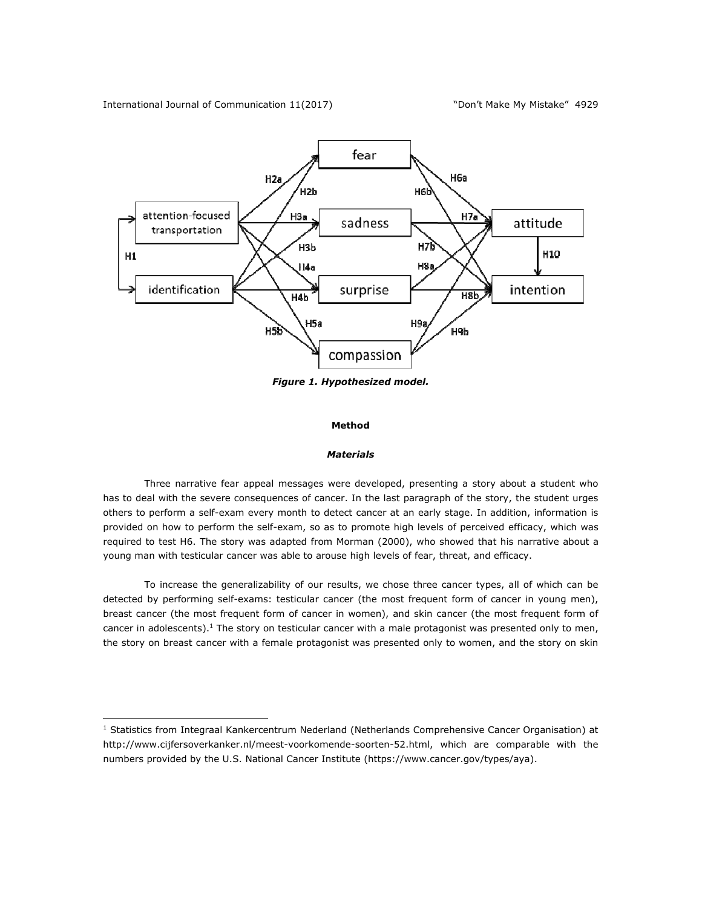*Figure 1. Hypothesized model.*

## Method

### *Materials*

Three narrative fear appeal messages were developed, presenting a story about a student who has to deal with the severe consequences of cancer. In the last paragraph of the story, the student urges others to perform a self-exam every month to detect cancer at an early stage. In addition, information is provided on how to perform the self-exam, so as to promote high levels of perceived efficacy, which was required to test H6. The story was adapted from Morman (2000), who showed that his narrative about a young man with testicular cancer was able to arouse high levels of fear, threat, and efficacy.

To increase the generalizability of our results, we chose three cancer types, all of which can be detected by performing self-exams: testicular cancer (the most frequent form of cancer in young men), breast cancer (the most frequent form of cancer in women), and skin cancer (the most frequent form of cancer in adolescents).[1] The story on testicular cancer with a male protagonist was presented only to men, the story on breast cancer with a female protagonist was presented only to women, and the story on skin

[1] Statistics from Integraal Kankercentrum Nederland (Netherlands Comprehensive Cancer Organisation) at http://www.cijfersoverkanker.nl/meest-voorkomende-soorten-52.html, which are comparable with the numbers provided by the U.S. National Cancer Institute (https://www.cancer.gov/types/aya).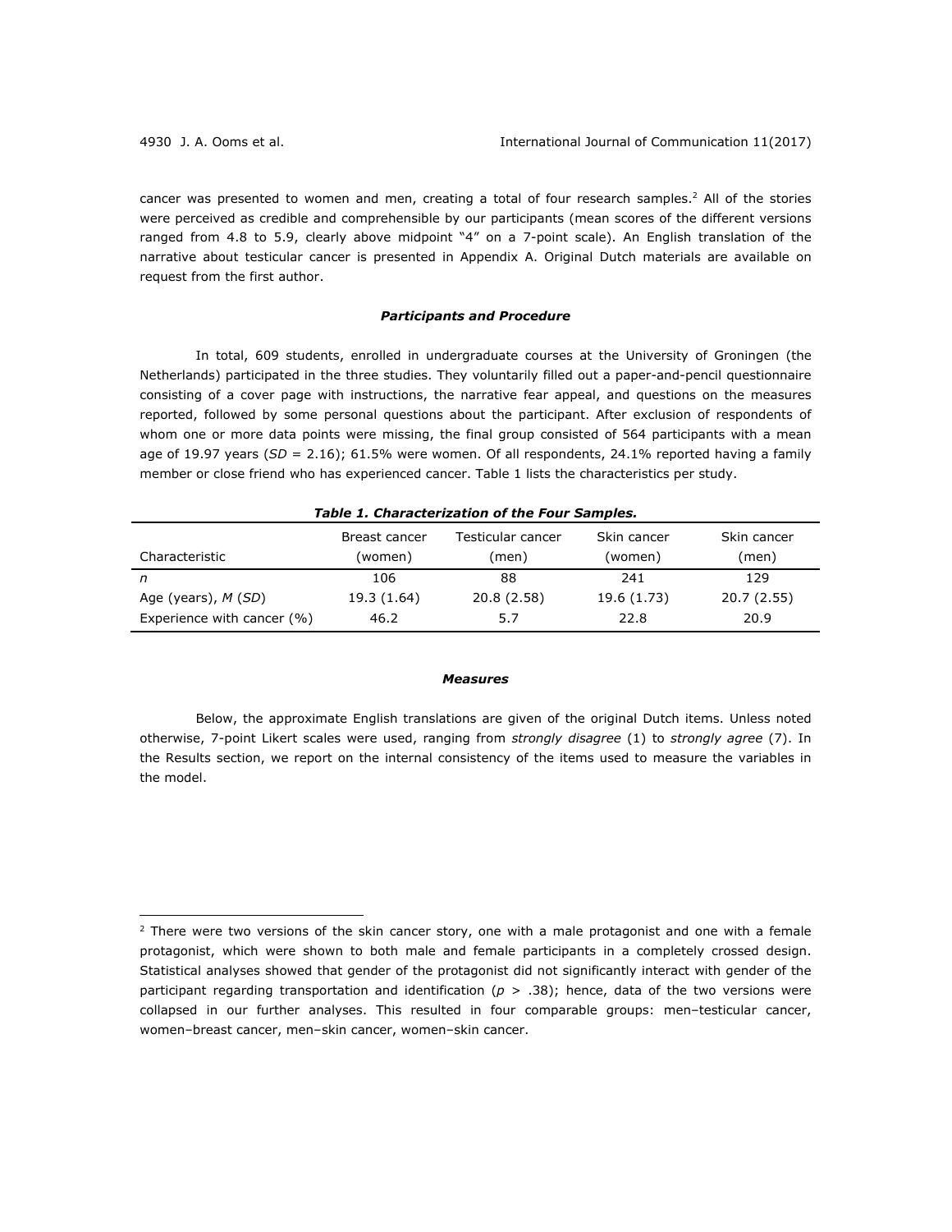cancer was presented to women and men, creating a total of four research samples.[2] All of the stories were perceived as credible and comprehensible by our participants (mean scores of the different versions ranged from 4.8 to 5.9, clearly above midpoint "4" on a 7-point scale). An English translation of the narrative about testicular cancer is presented in Appendix A. Original Dutch materials are available on request from the first author.

### *Participants and Procedure*

In total, 609 students, enrolled in undergraduate courses at the University of Groningen (the Netherlands) participated in the three studies. They voluntarily filled out a paper-and-pencil questionnaire consisting of a cover page with instructions, the narrative fear appeal, and questions on the measures reported, followed by some personal questions about the participant. After exclusion of respondents of whom one or more data points were missing, the final group consisted of 564 participants with a mean age of 19.97 years ($SD$ = 2.16); 61.5% were women. Of all respondents, 24.1% reported having a family member or close friend who has experienced cancer. Table 1 lists the characteristics per study.

***Table 1. Characterization of the Four Samples.***

| Characteristic | Breast cancer (women) | Testicular cancer (men) | Skin cancer (women) | Skin cancer (men) |
|---|---|---|---|---|
| *n* | 106 | 88 | 241 | 129 |
| Age (years), *M* (*SD*) | 19.3 (1.64) | 20.8 (2.58) | 19.6 (1.73) | 20.7 (2.55) |
| Experience with cancer (%) | 46.2 | 5.7 | 22.8 | 20.9 |

### *Measures*

Below, the approximate English translations are given of the original Dutch items. Unless noted otherwise, 7-point Likert scales were used, ranging from *strongly disagree* (1) to *strongly agree* (7). In the Results section, we report on the internal consistency of the items used to measure the variables in the model.

---

[2] There were two versions of the skin cancer story, one with a male protagonist and one with a female protagonist, which were shown to both male and female participants in a completely crossed design. Statistical analyses showed that gender of the protagonist did not significantly interact with gender of the participant regarding transportation and identification ($p$ > .38); hence, data of the two versions were collapsed in our further analyses. This resulted in four comparable groups: men–testicular cancer, women–breast cancer, men–skin cancer, women–skin cancer.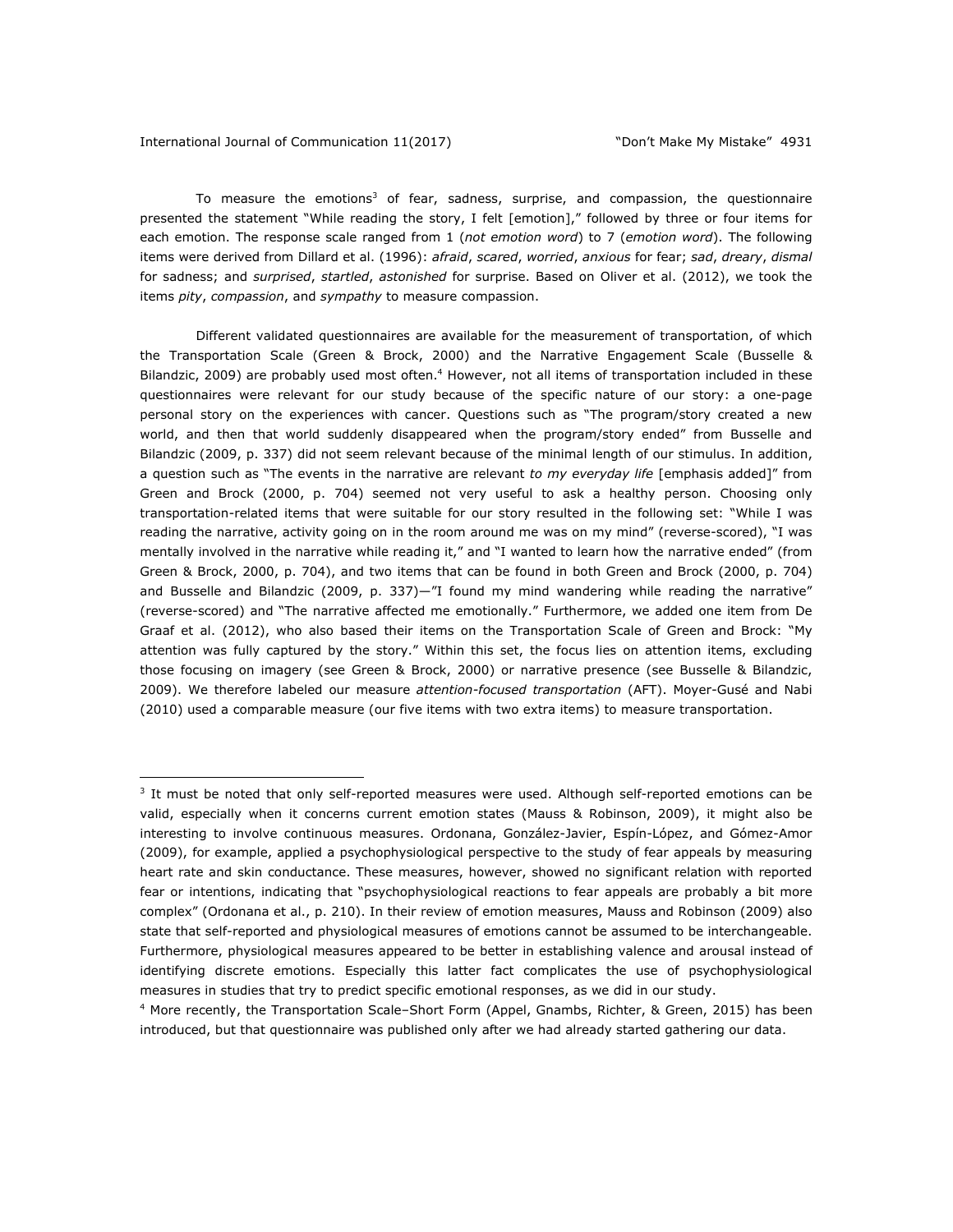To measure the emotions[3] of fear, sadness, surprise, and compassion, the questionnaire presented the statement "While reading the story, I felt [emotion]," followed by three or four items for each emotion. The response scale ranged from 1 (*not emotion word*) to 7 (*emotion word*). The following items were derived from Dillard et al. (1996): *afraid*, *scared*, *worried*, *anxious* for fear; *sad*, *dreary*, *dismal* for sadness; and *surprised*, *startled*, *astonished* for surprise. Based on Oliver et al. (2012), we took the items *pity*, *compassion*, and *sympathy* to measure compassion.

Different validated questionnaires are available for the measurement of transportation, of which the Transportation Scale (Green & Brock, 2000) and the Narrative Engagement Scale (Busselle & Bilandzic, 2009) are probably used most often.[4] However, not all items of transportation included in these questionnaires were relevant for our study because of the specific nature of our story: a one-page personal story on the experiences with cancer. Questions such as "The program/story created a new world, and then that world suddenly disappeared when the program/story ended" from Busselle and Bilandzic (2009, p. 337) did not seem relevant because of the minimal length of our stimulus. In addition, a question such as "The events in the narrative are relevant *to my everyday life* [emphasis added]" from Green and Brock (2000, p. 704) seemed not very useful to ask a healthy person. Choosing only transportation-related items that were suitable for our story resulted in the following set: "While I was reading the narrative, activity going on in the room around me was on my mind" (reverse-scored), "I was mentally involved in the narrative while reading it," and "I wanted to learn how the narrative ended" (from Green & Brock, 2000, p. 704), and two items that can be found in both Green and Brock (2000, p. 704) and Busselle and Bilandzic (2009, p. 337)—"I found my mind wandering while reading the narrative" (reverse-scored) and "The narrative affected me emotionally." Furthermore, we added one item from De Graaf et al. (2012), who also based their items on the Transportation Scale of Green and Brock: "My attention was fully captured by the story." Within this set, the focus lies on attention items, excluding those focusing on imagery (see Green & Brock, 2000) or narrative presence (see Busselle & Bilandzic, 2009). We therefore labeled our measure *attention-focused transportation* (AFT). Moyer-Gusé and Nabi (2010) used a comparable measure (our five items with two extra items) to measure transportation.

---

[3] It must be noted that only self-reported measures were used. Although self-reported emotions can be valid, especially when it concerns current emotion states (Mauss & Robinson, 2009), it might also be interesting to involve continuous measures. Ordonana, González-Javier, Espín-López, and Gómez-Amor (2009), for example, applied a psychophysiological perspective to the study of fear appeals by measuring heart rate and skin conductance. These measures, however, showed no significant relation with reported fear or intentions, indicating that "psychophysiological reactions to fear appeals are probably a bit more complex" (Ordonana et al., p. 210). In their review of emotion measures, Mauss and Robinson (2009) also state that self-reported and physiological measures of emotions cannot be assumed to be interchangeable. Furthermore, physiological measures appeared to be better in establishing valence and arousal instead of identifying discrete emotions. Especially this latter fact complicates the use of psychophysiological measures in studies that try to predict specific emotional responses, as we did in our study.

[4] More recently, the Transportation Scale–Short Form (Appel, Gnambs, Richter, & Green, 2015) has been introduced, but that questionnaire was published only after we had already started gathering our data.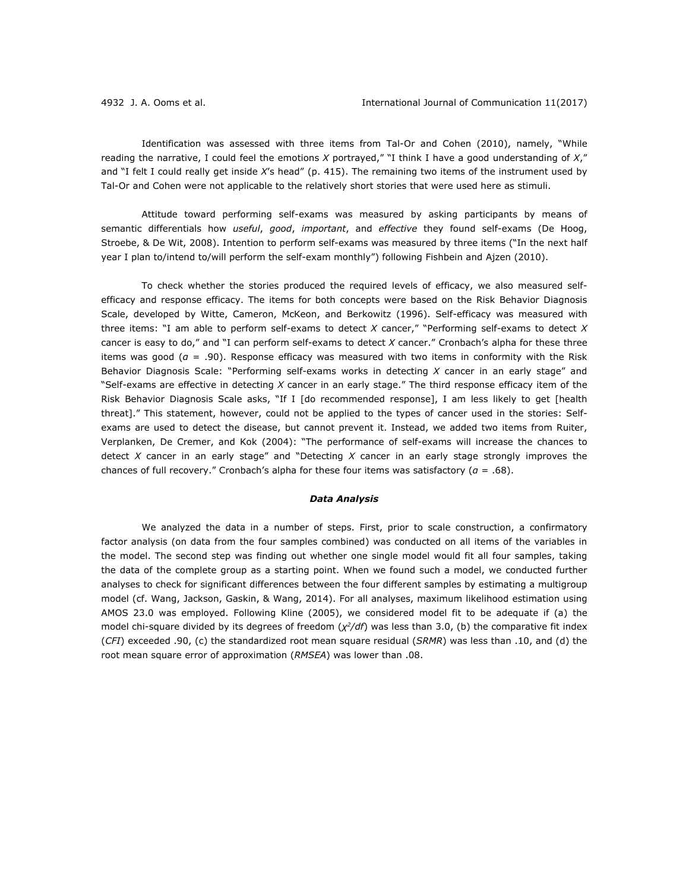Identification was assessed with three items from Tal-Or and Cohen (2010), namely, "While reading the narrative, I could feel the emotions *X* portrayed," "I think I have a good understanding of *X*," and "I felt I could really get inside *X*'s head" (p. 415). The remaining two items of the instrument used by Tal-Or and Cohen were not applicable to the relatively short stories that were used here as stimuli.

Attitude toward performing self-exams was measured by asking participants by means of semantic differentials how *useful*, *good*, *important*, and *effective* they found self-exams (De Hoog, Stroebe, & De Wit, 2008). Intention to perform self-exams was measured by three items ("In the next half year I plan to/intend to/will perform the self-exam monthly") following Fishbein and Ajzen (2010).

To check whether the stories produced the required levels of efficacy, we also measured self-efficacy and response efficacy. The items for both concepts were based on the Risk Behavior Diagnosis Scale, developed by Witte, Cameron, McKeon, and Berkowitz (1996). Self-efficacy was measured with three items: "I am able to perform self-exams to detect *X* cancer," "Performing self-exams to detect *X* cancer is easy to do," and "I can perform self-exams to detect *X* cancer." Cronbach's alpha for these three items was good ($\alpha$ = .90). Response efficacy was measured with two items in conformity with the Risk Behavior Diagnosis Scale: "Performing self-exams works in detecting *X* cancer in an early stage" and "Self-exams are effective in detecting *X* cancer in an early stage." The third response efficacy item of the Risk Behavior Diagnosis Scale asks, "If I [do recommended response], I am less likely to get [health threat]." This statement, however, could not be applied to the types of cancer used in the stories: Self-exams are used to detect the disease, but cannot prevent it. Instead, we added two items from Ruiter, Verplanken, De Cremer, and Kok (2004): "The performance of self-exams will increase the chances to detect *X* cancer in an early stage" and "Detecting *X* cancer in an early stage strongly improves the chances of full recovery." Cronbach's alpha for these four items was satisfactory ($\alpha$ = .68).

### *Data Analysis*

We analyzed the data in a number of steps. First, prior to scale construction, a confirmatory factor analysis (on data from the four samples combined) was conducted on all items of the variables in the model. The second step was finding out whether one single model would fit all four samples, taking the data of the complete group as a starting point. When we found such a model, we conducted further analyses to check for significant differences between the four different samples by estimating a multigroup model (cf. Wang, Jackson, Gaskin, & Wang, 2014). For all analyses, maximum likelihood estimation using AMOS 23.0 was employed. Following Kline (2005), we considered model fit to be adequate if (a) the model chi-square divided by its degrees of freedom ($\chi^2/df$) was less than 3.0, (b) the comparative fit index (*CFI*) exceeded .90, (c) the standardized root mean square residual (*SRMR*) was less than .10, and (d) the root mean square error of approximation (*RMSEA*) was lower than .08.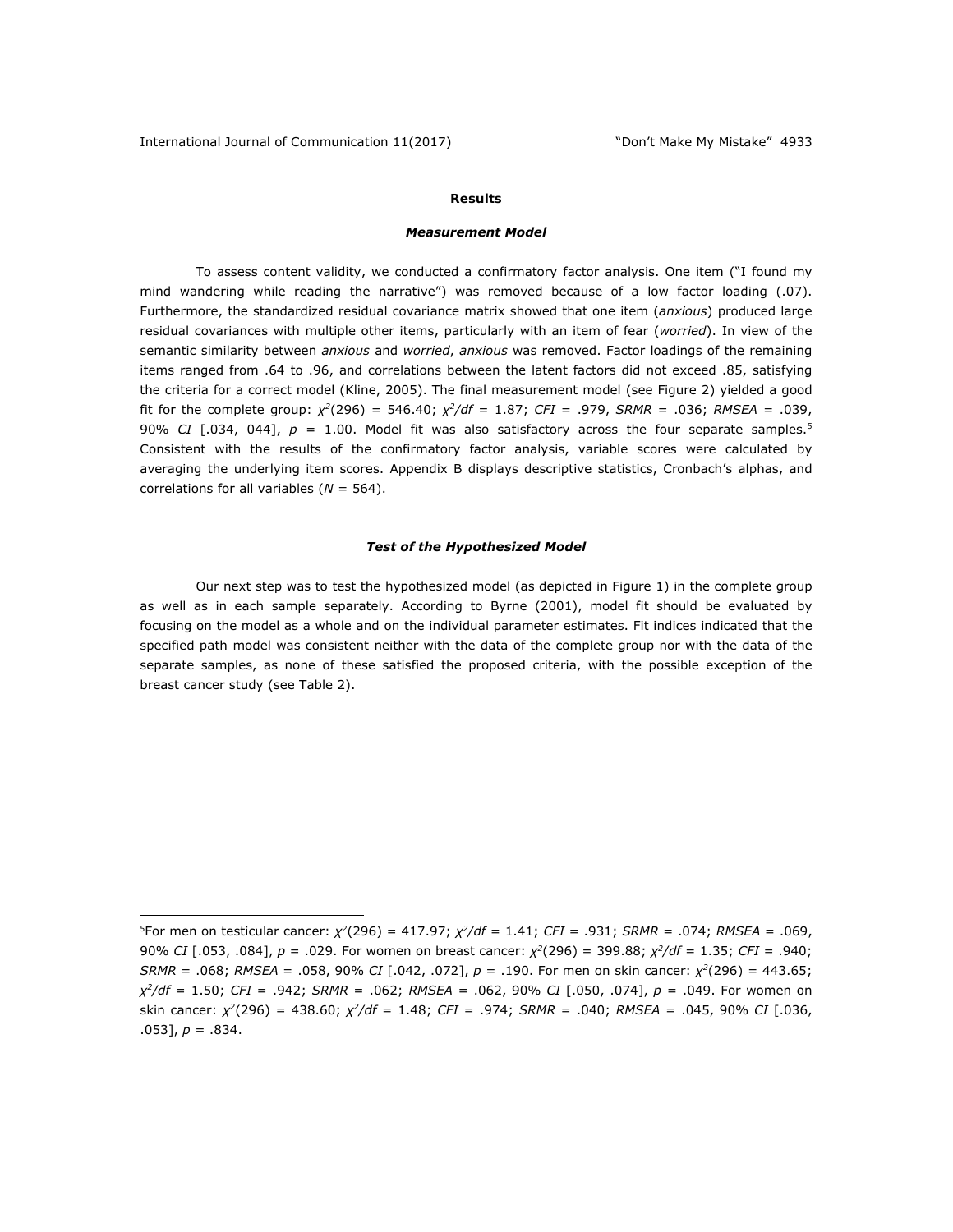## Results

### *Measurement Model*

To assess content validity, we conducted a confirmatory factor analysis. One item ("I found my mind wandering while reading the narrative") was removed because of a low factor loading (.07). Furthermore, the standardized residual covariance matrix showed that one item (*anxious*) produced large residual covariances with multiple other items, particularly with an item of fear (*worried*). In view of the semantic similarity between *anxious* and *worried*, *anxious* was removed. Factor loadings of the remaining items ranged from .64 to .96, and correlations between the latent factors did not exceed .85, satisfying the criteria for a correct model (Kline, 2005). The final measurement model (see Figure 2) yielded a good fit for the complete group: $\chi^2(296) = 546.40$; $\chi^2/df = 1.87$; $CFI = .979$; $SRMR = .036$; $RMSEA = .039$, 90% $CI$ [.034, 044], $p = 1.00$. Model fit was also satisfactory across the four separate samples.[5] Consistent with the results of the confirmatory factor analysis, variable scores were calculated by averaging the underlying item scores. Appendix B displays descriptive statistics, Cronbach's alphas, and correlations for all variables ($N = 564$).

### *Test of the Hypothesized Model*

Our next step was to test the hypothesized model (as depicted in Figure 1) in the complete group as well as in each sample separately. According to Byrne (2001), model fit should be evaluated by focusing on the model as a whole and on the individual parameter estimates. Fit indices indicated that the specified path model was consistent neither with the data of the complete group nor with the data of the separate samples, as none of these satisfied the proposed criteria, with the possible exception of the breast cancer study (see Table 2).

---

[5]For men on testicular cancer: $\chi^2(296) = 417.97$; $\chi^2/df = 1.41$; $CFI = .931$; $SRMR = .074$; $RMSEA = .069$, 90% $CI$ [.053, .084], $p = .029$. For women on breast cancer: $\chi^2(296) = 399.88$; $\chi^2/df = 1.35$; $CFI = .940$; $SRMR = .068$; $RMSEA = .058$, 90% $CI$ [.042, .072], $p = .190$. For men on skin cancer: $\chi^2(296) = 443.65$; $\chi^2/df = 1.50$; $CFI = .942$; $SRMR = .062$; $RMSEA = .062$, 90% $CI$ [.050, .074], $p = .049$. For women on skin cancer: $\chi^2(296) = 438.60$; $\chi^2/df = 1.48$; $CFI = .974$; $SRMR = .040$; $RMSEA = .045$, 90% $CI$ [.036, .053], $p = .834$.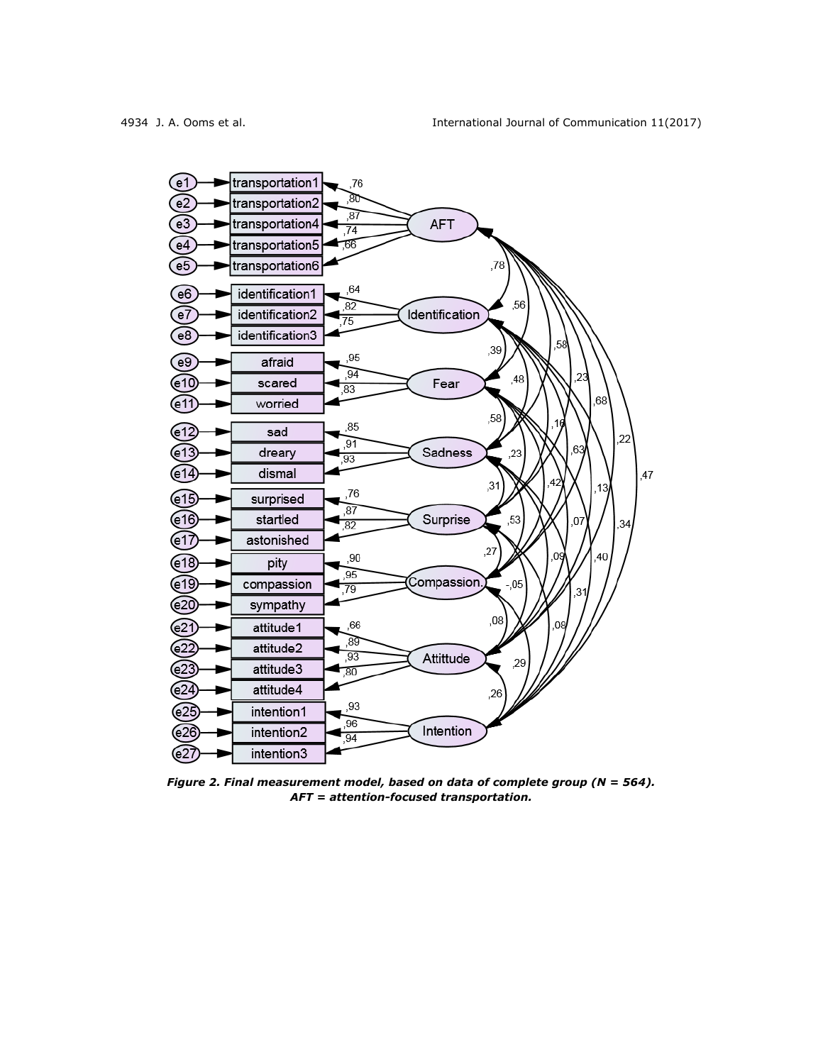*Figure 2. Final measurement model, based on data of complete group (N = 564). AFT = attention-focused transportation.*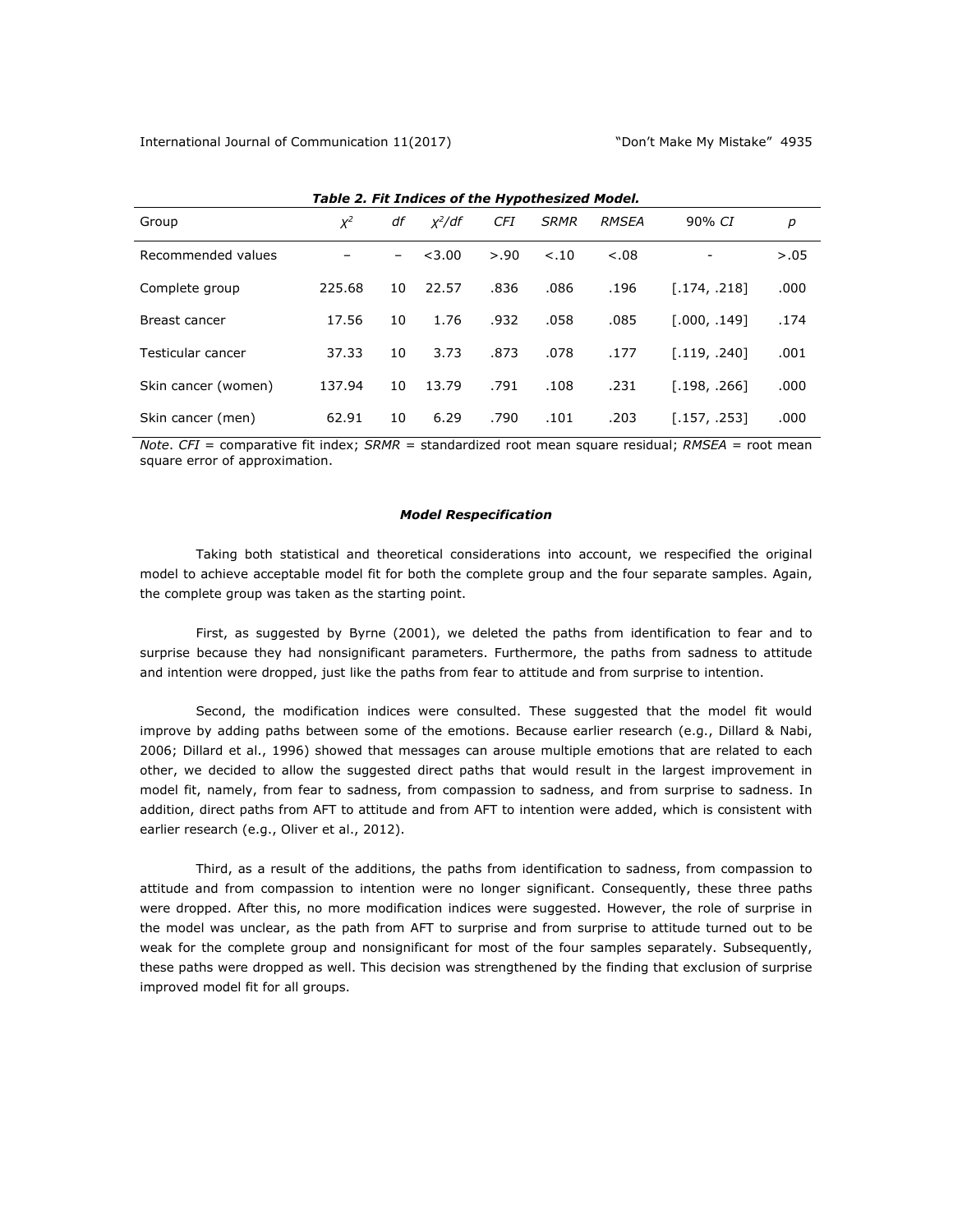**Table 2. Fit Indices of the Hypothesized Model.**

| Group | $\chi^2$ | *df* | $\chi^2/df$ | *CFI* | *SRMR* | *RMSEA* | 90% *CI* | *p* |
|---|---|---|---|---|---|---|---|---|
| Recommended values | – | – | <3.00 | >.90 | <.10 | <.08 | - | >.05 |
| Complete group | 225.68 | 10 | 22.57 | .836 | .086 | .196 | [.174, .218] | .000 |
| Breast cancer | 17.56 | 10 | 1.76 | .932 | .058 | .085 | [.000, .149] | .174 |
| Testicular cancer | 37.33 | 10 | 3.73 | .873 | .078 | .177 | [.119, .240] | .001 |
| Skin cancer (women) | 137.94 | 10 | 13.79 | .791 | .108 | .231 | [.198, .266] | .000 |
| Skin cancer (men) | 62.91 | 10 | 6.29 | .790 | .101 | .203 | [.157, .253] | .000 |

*Note*. *CFI* = comparative fit index; *SRMR* = standardized root mean square residual; *RMSEA* = root mean square error of approximation.

### *Model Respecification*

Taking both statistical and theoretical considerations into account, we respecified the original model to achieve acceptable model fit for both the complete group and the four separate samples. Again, the complete group was taken as the starting point.

First, as suggested by Byrne (2001), we deleted the paths from identification to fear and to surprise because they had nonsignificant parameters. Furthermore, the paths from sadness to attitude and intention were dropped, just like the paths from fear to attitude and from surprise to intention.

Second, the modification indices were consulted. These suggested that the model fit would improve by adding paths between some of the emotions. Because earlier research (e.g., Dillard & Nabi, 2006; Dillard et al., 1996) showed that messages can arouse multiple emotions that are related to each other, we decided to allow the suggested direct paths that would result in the largest improvement in model fit, namely, from fear to sadness, from compassion to sadness, and from surprise to sadness. In addition, direct paths from AFT to attitude and from AFT to intention were added, which is consistent with earlier research (e.g., Oliver et al., 2012).

Third, as a result of the additions, the paths from identification to sadness, from compassion to attitude and from compassion to intention were no longer significant. Consequently, these three paths were dropped. After this, no more modification indices were suggested. However, the role of surprise in the model was unclear, as the path from AFT to surprise and from surprise to attitude turned out to be weak for the complete group and nonsignificant for most of the four samples separately. Subsequently, these paths were dropped as well. This decision was strengthened by the finding that exclusion of surprise improved model fit for all groups.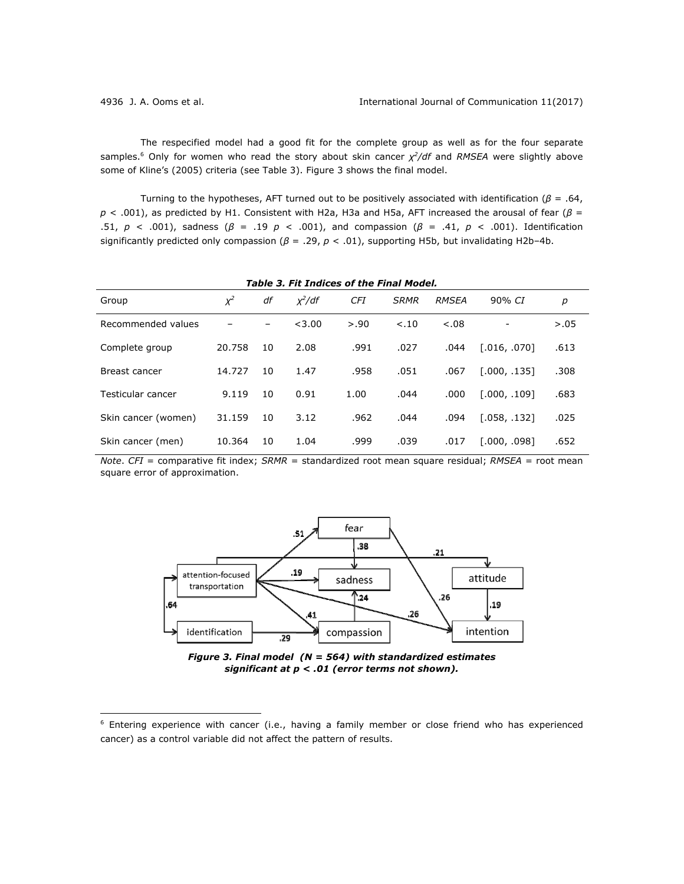The respecified model had a good fit for the complete group as well as for the four separate samples.[6] Only for women who read the story about skin cancer $\chi^2/df$ and *RMSEA* were slightly above some of Kline's (2005) criteria (see Table 3). Figure 3 shows the final model.

Turning to the hypotheses, AFT turned out to be positively associated with identification ($\beta$ = .64, $p$ < .001), as predicted by H1. Consistent with H2a, H3a and H5a, AFT increased the arousal of fear ($\beta$ = .51, $p$ < .001), sadness ($\beta$ = .19 $p$ < .001), and compassion ($\beta$ = .41, $p$ < .001). Identification significantly predicted only compassion ($\beta$ = .29, $p$ < .01), supporting H5b, but invalidating H2b–4b.

***Table 3. Fit Indices of the Final Model.***

| Group | $\chi^2$ | *df* | $\chi^2/df$ | *CFI* | *SRMR* | *RMSEA* | 90% *CI* | *p* |
|---|---|---|---|---|---|---|---|---|
| Recommended values | – | – | <3.00 | >.90 | <.10 | <.08 | - | >.05 |
| Complete group | 20.758 | 10 | 2.08 | .991 | .027 | .044 | [.016, .070] | .613 |
| Breast cancer | 14.727 | 10 | 1.47 | .958 | .051 | .067 | [.000, .135] | .308 |
| Testicular cancer | 9.119 | 10 | 0.91 | 1.00 | .044 | .000 | [.000, .109] | .683 |
| Skin cancer (women) | 31.159 | 10 | 3.12 | .962 | .044 | .094 | [.058, .132] | .025 |
| Skin cancer (men) | 10.364 | 10 | 1.04 | .999 | .039 | .017 | [.000, .098] | .652 |

*Note*. *CFI* = comparative fit index; *SRMR* = standardized root mean square residual; *RMSEA* = root mean square error of approximation.

***Figure 3. Final model (N = 564) with standardized estimates significant at p < .01 (error terms not shown).***

[6] Entering experience with cancer (i.e., having a family member or close friend who has experienced cancer) as a control variable did not affect the pattern of results.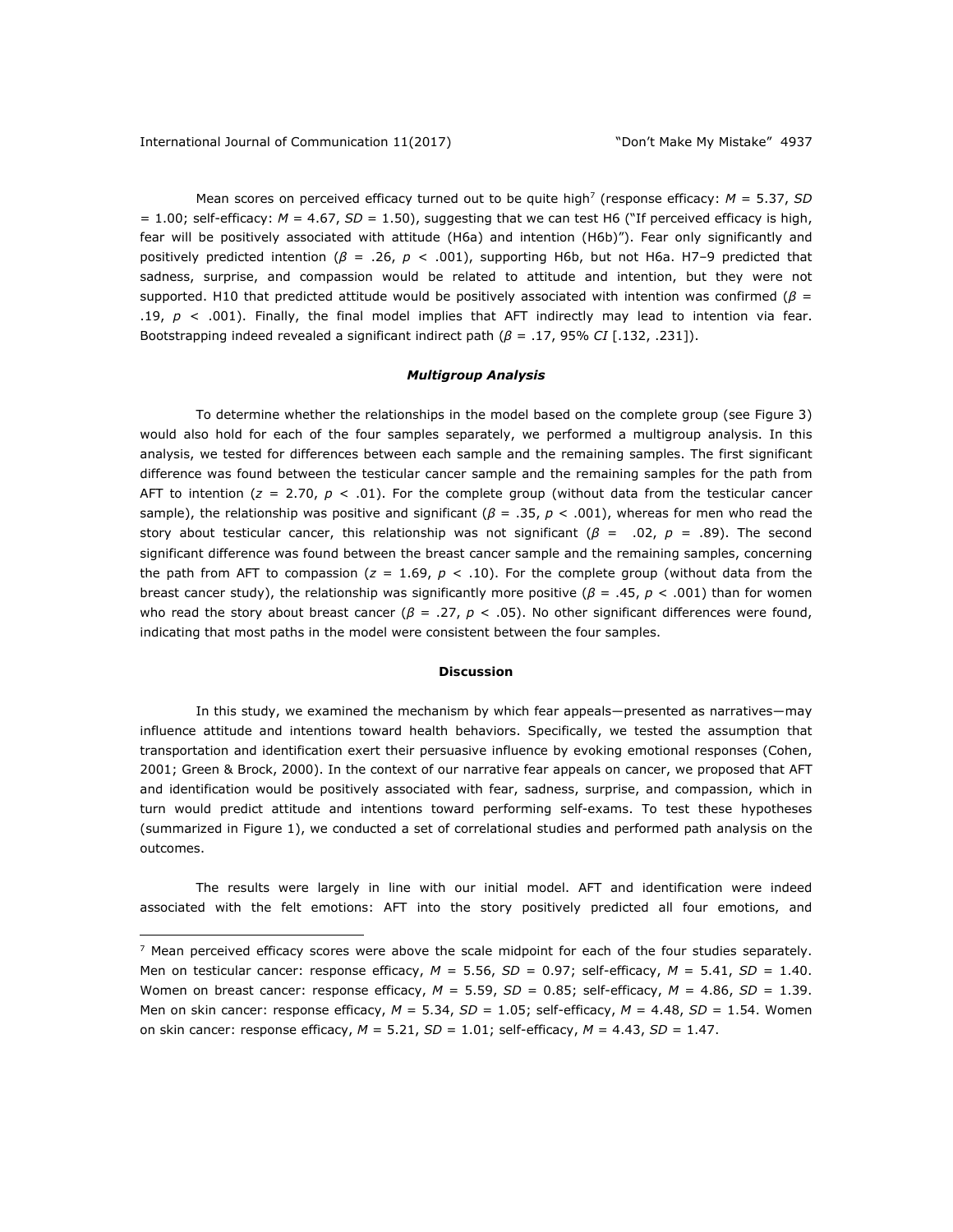Mean scores on perceived efficacy turned out to be quite high[7] (response efficacy: $M = 5.37$, $SD = 1.00$; self-efficacy: $M = 4.67$, $SD = 1.50$), suggesting that we can test H6 ("If perceived efficacy is high, fear will be positively associated with attitude (H6a) and intention (H6b)"). Fear only significantly and positively predicted intention ($\beta = .26$, $p < .001$), supporting H6b, but not H6a. H7–9 predicted that sadness, surprise, and compassion would be related to attitude and intention, but they were not supported. H10 that predicted attitude would be positively associated with intention was confirmed ($\beta = .19$, $p < .001$). Finally, the final model implies that AFT indirectly may lead to intention via fear. Bootstrapping indeed revealed a significant indirect path ($\beta = .17$, 95% $CI$ [.132, .231]).

### *Multigroup Analysis*

To determine whether the relationships in the model based on the complete group (see Figure 3) would also hold for each of the four samples separately, we performed a multigroup analysis. In this analysis, we tested for differences between each sample and the remaining samples. The first significant difference was found between the testicular cancer sample and the remaining samples for the path from AFT to intention ($z = 2.70$, $p < .01$). For the complete group (without data from the testicular cancer sample), the relationship was positive and significant ($\beta = .35$, $p < .001$), whereas for men who read the story about testicular cancer, this relationship was not significant ($\beta = .02$, $p = .89$). The second significant difference was found between the breast cancer sample and the remaining samples, concerning the path from AFT to compassion ($z = 1.69$, $p < .10$). For the complete group (without data from the breast cancer study), the relationship was significantly more positive ($\beta = .45$, $p < .001$) than for women who read the story about breast cancer ($\beta = .27$, $p < .05$). No other significant differences were found, indicating that most paths in the model were consistent between the four samples.

## **Discussion**

In this study, we examined the mechanism by which fear appeals—presented as narratives—may influence attitude and intentions toward health behaviors. Specifically, we tested the assumption that transportation and identification exert their persuasive influence by evoking emotional responses (Cohen, 2001; Green & Brock, 2000). In the context of our narrative fear appeals on cancer, we proposed that AFT and identification would be positively associated with fear, sadness, surprise, and compassion, which in turn would predict attitude and intentions toward performing self-exams. To test these hypotheses (summarized in Figure 1), we conducted a set of correlational studies and performed path analysis on the outcomes.

The results were largely in line with our initial model. AFT and identification were indeed associated with the felt emotions: AFT into the story positively predicted all four emotions, and

---

[7] Mean perceived efficacy scores were above the scale midpoint for each of the four studies separately. Men on testicular cancer: response efficacy, $M = 5.56$, $SD = 0.97$; self-efficacy, $M = 5.41$, $SD = 1.40$. Women on breast cancer: response efficacy, $M = 5.59$, $SD = 0.85$; self-efficacy, $M = 4.86$, $SD = 1.39$. Men on skin cancer: response efficacy, $M = 5.34$, $SD = 1.05$; self-efficacy, $M = 4.48$, $SD = 1.54$. Women on skin cancer: response efficacy, $M = 5.21$, $SD = 1.01$; self-efficacy, $M = 4.43$, $SD = 1.47$.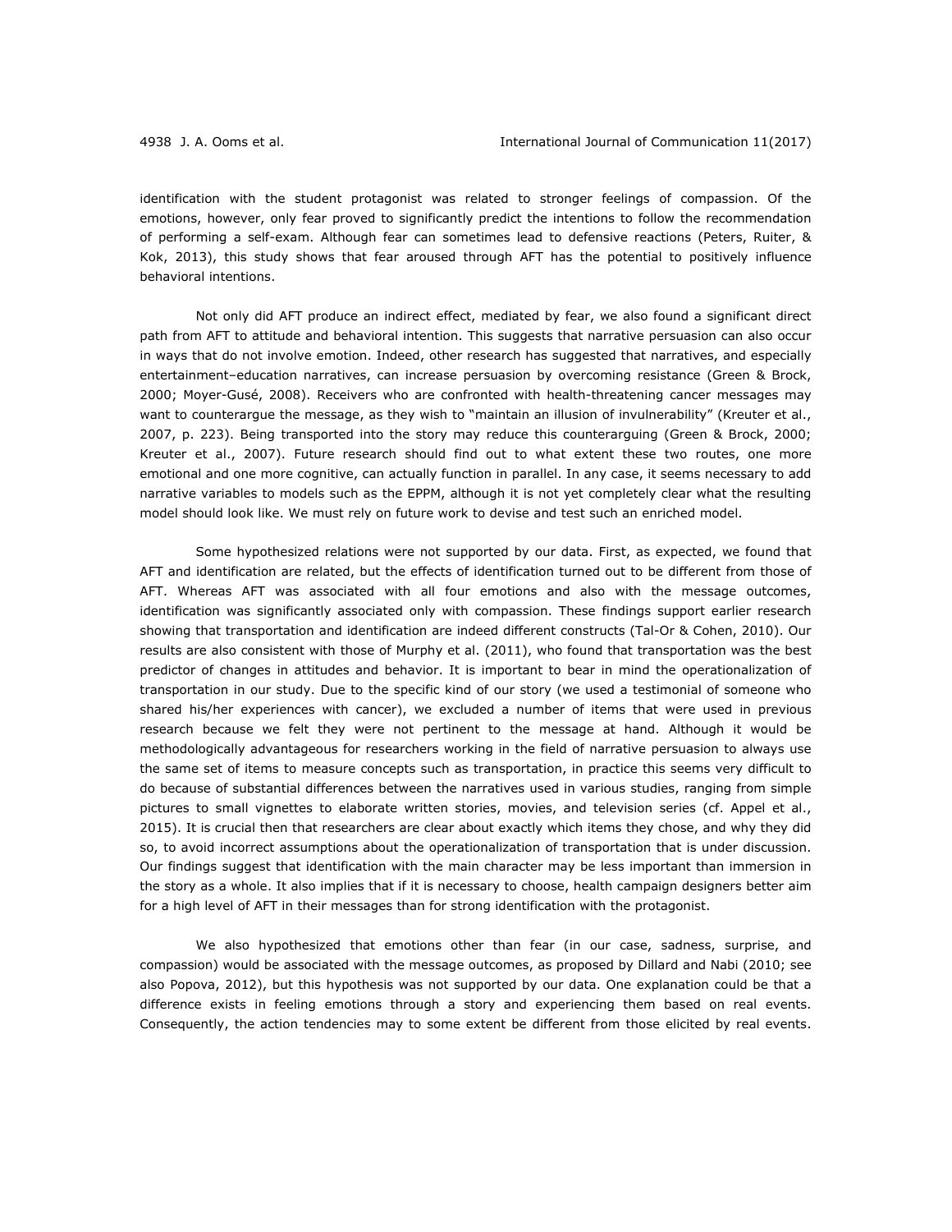identification with the student protagonist was related to stronger feelings of compassion. Of the emotions, however, only fear proved to significantly predict the intentions to follow the recommendation of performing a self-exam. Although fear can sometimes lead to defensive reactions (Peters, Ruiter, & Kok, 2013), this study shows that fear aroused through AFT has the potential to positively influence behavioral intentions.

Not only did AFT produce an indirect effect, mediated by fear, we also found a significant direct path from AFT to attitude and behavioral intention. This suggests that narrative persuasion can also occur in ways that do not involve emotion. Indeed, other research has suggested that narratives, and especially entertainment–education narratives, can increase persuasion by overcoming resistance (Green & Brock, 2000; Moyer-Gusé, 2008). Receivers who are confronted with health-threatening cancer messages may want to counterargue the message, as they wish to "maintain an illusion of invulnerability" (Kreuter et al., 2007, p. 223). Being transported into the story may reduce this counterarguing (Green & Brock, 2000; Kreuter et al., 2007). Future research should find out to what extent these two routes, one more emotional and one more cognitive, can actually function in parallel. In any case, it seems necessary to add narrative variables to models such as the EPPM, although it is not yet completely clear what the resulting model should look like. We must rely on future work to devise and test such an enriched model.

Some hypothesized relations were not supported by our data. First, as expected, we found that AFT and identification are related, but the effects of identification turned out to be different from those of AFT. Whereas AFT was associated with all four emotions and also with the message outcomes, identification was significantly associated only with compassion. These findings support earlier research showing that transportation and identification are indeed different constructs (Tal-Or & Cohen, 2010). Our results are also consistent with those of Murphy et al. (2011), who found that transportation was the best predictor of changes in attitudes and behavior. It is important to bear in mind the operationalization of transportation in our study. Due to the specific kind of our story (we used a testimonial of someone who shared his/her experiences with cancer), we excluded a number of items that were used in previous research because we felt they were not pertinent to the message at hand. Although it would be methodologically advantageous for researchers working in the field of narrative persuasion to always use the same set of items to measure concepts such as transportation, in practice this seems very difficult to do because of substantial differences between the narratives used in various studies, ranging from simple pictures to small vignettes to elaborate written stories, movies, and television series (cf. Appel et al., 2015). It is crucial then that researchers are clear about exactly which items they chose, and why they did so, to avoid incorrect assumptions about the operationalization of transportation that is under discussion. Our findings suggest that identification with the main character may be less important than immersion in the story as a whole. It also implies that if it is necessary to choose, health campaign designers better aim for a high level of AFT in their messages than for strong identification with the protagonist.

We also hypothesized that emotions other than fear (in our case, sadness, surprise, and compassion) would be associated with the message outcomes, as proposed by Dillard and Nabi (2010; see also Popova, 2012), but this hypothesis was not supported by our data. One explanation could be that a difference exists in feeling emotions through a story and experiencing them based on real events. Consequently, the action tendencies may to some extent be different from those elicited by real events.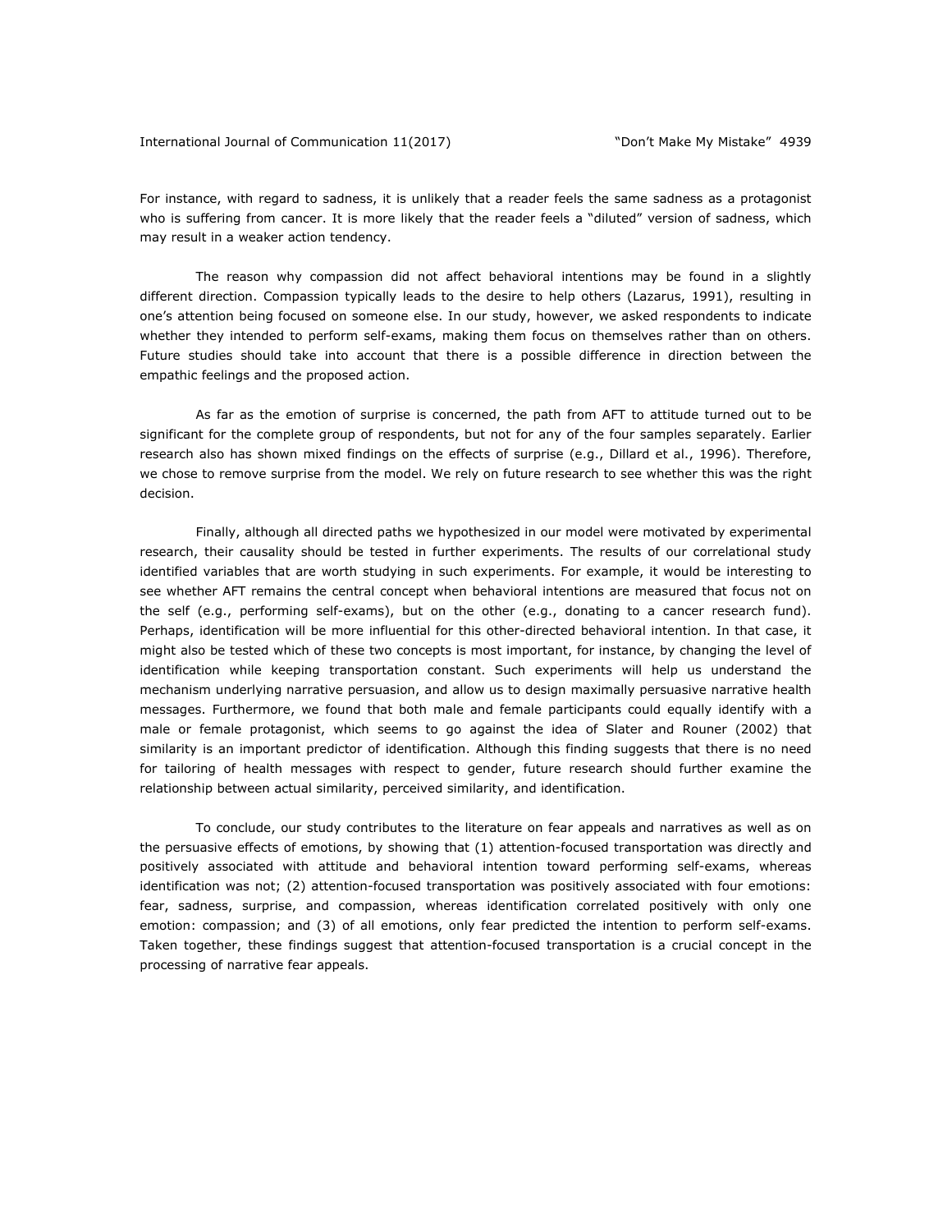For instance, with regard to sadness, it is unlikely that a reader feels the same sadness as a protagonist who is suffering from cancer. It is more likely that the reader feels a "diluted" version of sadness, which may result in a weaker action tendency.

The reason why compassion did not affect behavioral intentions may be found in a slightly different direction. Compassion typically leads to the desire to help others (Lazarus, 1991), resulting in one's attention being focused on someone else. In our study, however, we asked respondents to indicate whether they intended to perform self-exams, making them focus on themselves rather than on others. Future studies should take into account that there is a possible difference in direction between the empathic feelings and the proposed action.

As far as the emotion of surprise is concerned, the path from AFT to attitude turned out to be significant for the complete group of respondents, but not for any of the four samples separately. Earlier research also has shown mixed findings on the effects of surprise (e.g., Dillard et al., 1996). Therefore, we chose to remove surprise from the model. We rely on future research to see whether this was the right decision.

Finally, although all directed paths we hypothesized in our model were motivated by experimental research, their causality should be tested in further experiments. The results of our correlational study identified variables that are worth studying in such experiments. For example, it would be interesting to see whether AFT remains the central concept when behavioral intentions are measured that focus not on the self (e.g., performing self-exams), but on the other (e.g., donating to a cancer research fund). Perhaps, identification will be more influential for this other-directed behavioral intention. In that case, it might also be tested which of these two concepts is most important, for instance, by changing the level of identification while keeping transportation constant. Such experiments will help us understand the mechanism underlying narrative persuasion, and allow us to design maximally persuasive narrative health messages. Furthermore, we found that both male and female participants could equally identify with a male or female protagonist, which seems to go against the idea of Slater and Rouner (2002) that similarity is an important predictor of identification. Although this finding suggests that there is no need for tailoring of health messages with respect to gender, future research should further examine the relationship between actual similarity, perceived similarity, and identification.

To conclude, our study contributes to the literature on fear appeals and narratives as well as on the persuasive effects of emotions, by showing that (1) attention-focused transportation was directly and positively associated with attitude and behavioral intention toward performing self-exams, whereas identification was not; (2) attention-focused transportation was positively associated with four emotions: fear, sadness, surprise, and compassion, whereas identification correlated positively with only one emotion: compassion; and (3) of all emotions, only fear predicted the intention to perform self-exams. Taken together, these findings suggest that attention-focused transportation is a crucial concept in the processing of narrative fear appeals.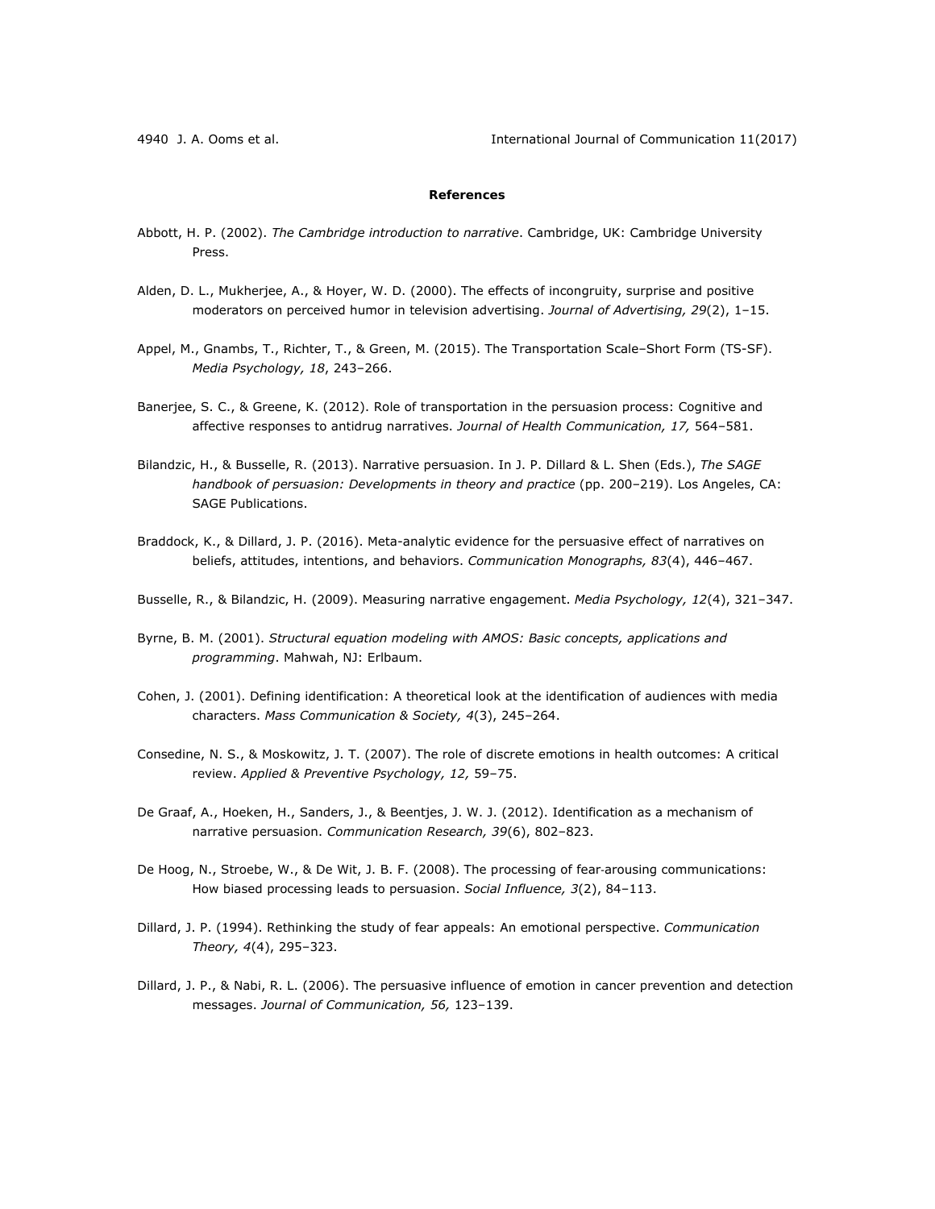**References**

Abbott, H. P. (2002). *The Cambridge introduction to narrative*. Cambridge, UK: Cambridge University Press.

Alden, D. L., Mukherjee, A., & Hoyer, W. D. (2000). The effects of incongruity, surprise and positive moderators on perceived humor in television advertising. *Journal of Advertising, 29*(2), 1–15.

Appel, M., Gnambs, T., Richter, T., & Green, M. (2015). The Transportation Scale–Short Form (TS-SF). *Media Psychology, 18*, 243–266.

Banerjee, S. C., & Greene, K. (2012). Role of transportation in the persuasion process: Cognitive and affective responses to antidrug narratives. *Journal of Health Communication, 17,* 564–581.

Bilandzic, H., & Busselle, R. (2013). Narrative persuasion. In J. P. Dillard & L. Shen (Eds.), *The SAGE handbook of persuasion: Developments in theory and practice* (pp. 200–219). Los Angeles, CA: SAGE Publications.

Braddock, K., & Dillard, J. P. (2016). Meta-analytic evidence for the persuasive effect of narratives on beliefs, attitudes, intentions, and behaviors. *Communication Monographs, 83*(4), 446–467.

Busselle, R., & Bilandzic, H. (2009). Measuring narrative engagement. *Media Psychology, 12*(4), 321–347.

Byrne, B. M. (2001). *Structural equation modeling with AMOS: Basic concepts, applications and programming*. Mahwah, NJ: Erlbaum.

Cohen, J. (2001). Defining identification: A theoretical look at the identification of audiences with media characters. *Mass Communication & Society, 4*(3), 245–264.

Consedine, N. S., & Moskowitz, J. T. (2007). The role of discrete emotions in health outcomes: A critical review. *Applied & Preventive Psychology, 12,* 59–75.

De Graaf, A., Hoeken, H., Sanders, J., & Beentjes, J. W. J. (2012). Identification as a mechanism of narrative persuasion. *Communication Research, 39*(6), 802–823.

De Hoog, N., Stroebe, W., & De Wit, J. B. F. (2008). The processing of fear-arousing communications: How biased processing leads to persuasion. *Social Influence, 3*(2), 84–113.

Dillard, J. P. (1994). Rethinking the study of fear appeals: An emotional perspective. *Communication Theory, 4*(4), 295–323.

Dillard, J. P., & Nabi, R. L. (2006). The persuasive influence of emotion in cancer prevention and detection messages. *Journal of Communication, 56,* 123–139.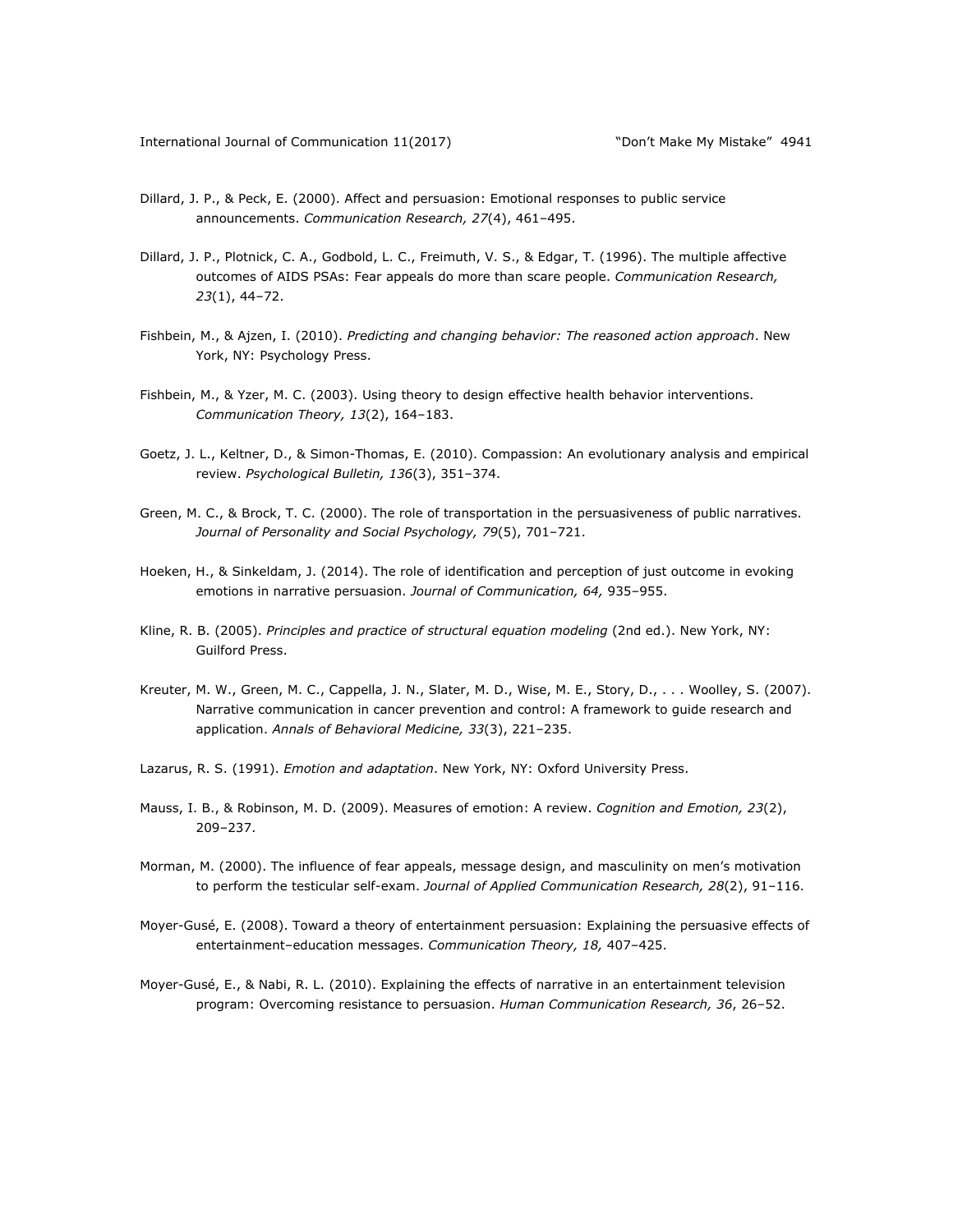Dillard, J. P., & Peck, E. (2000). Affect and persuasion: Emotional responses to public service announcements. *Communication Research, 27*(4), 461–495.

Dillard, J. P., Plotnick, C. A., Godbold, L. C., Freimuth, V. S., & Edgar, T. (1996). The multiple affective outcomes of AIDS PSAs: Fear appeals do more than scare people. *Communication Research, 23*(1), 44–72.

Fishbein, M., & Ajzen, I. (2010). *Predicting and changing behavior: The reasoned action approach*. New York, NY: Psychology Press.

Fishbein, M., & Yzer, M. C. (2003). Using theory to design effective health behavior interventions. *Communication Theory, 13*(2), 164–183.

Goetz, J. L., Keltner, D., & Simon-Thomas, E. (2010). Compassion: An evolutionary analysis and empirical review. *Psychological Bulletin, 136*(3), 351–374.

Green, M. C., & Brock, T. C. (2000). The role of transportation in the persuasiveness of public narratives. *Journal of Personality and Social Psychology, 79*(5), 701–721.

Hoeken, H., & Sinkeldam, J. (2014). The role of identification and perception of just outcome in evoking emotions in narrative persuasion. *Journal of Communication, 64,* 935–955.

Kline, R. B. (2005). *Principles and practice of structural equation modeling* (2nd ed.). New York, NY: Guilford Press.

Kreuter, M. W., Green, M. C., Cappella, J. N., Slater, M. D., Wise, M. E., Story, D., . . . Woolley, S. (2007). Narrative communication in cancer prevention and control: A framework to guide research and application. *Annals of Behavioral Medicine, 33*(3), 221–235.

Lazarus, R. S. (1991). *Emotion and adaptation*. New York, NY: Oxford University Press.

Mauss, I. B., & Robinson, M. D. (2009). Measures of emotion: A review. *Cognition and Emotion, 23*(2), 209–237.

Morman, M. (2000). The influence of fear appeals, message design, and masculinity on men's motivation to perform the testicular self-exam. *Journal of Applied Communication Research, 28*(2), 91–116.

Moyer-Gusé, E. (2008). Toward a theory of entertainment persuasion: Explaining the persuasive effects of entertainment–education messages. *Communication Theory, 18,* 407–425.

Moyer-Gusé, E., & Nabi, R. L. (2010). Explaining the effects of narrative in an entertainment television program: Overcoming resistance to persuasion. *Human Communication Research, 36*, 26–52.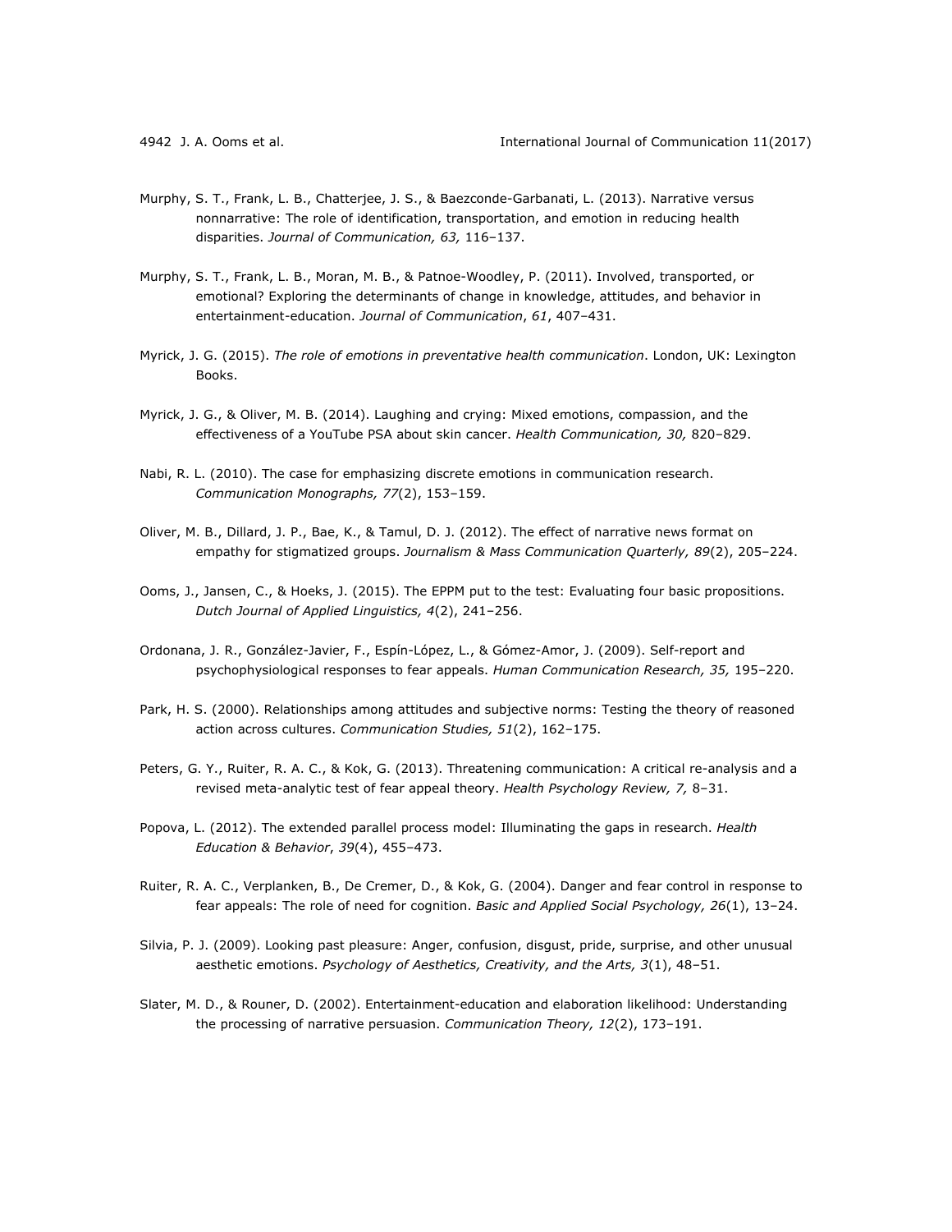Murphy, S. T., Frank, L. B., Chatterjee, J. S., & Baezconde-Garbanati, L. (2013). Narrative versus nonnarrative: The role of identification, transportation, and emotion in reducing health disparities. *Journal of Communication, 63,* 116–137.

Murphy, S. T., Frank, L. B., Moran, M. B., & Patnoe-Woodley, P. (2011). Involved, transported, or emotional? Exploring the determinants of change in knowledge, attitudes, and behavior in entertainment-education. *Journal of Communication*, *61*, 407–431.

Myrick, J. G. (2015). *The role of emotions in preventative health communication*. London, UK: Lexington Books.

Myrick, J. G., & Oliver, M. B. (2014). Laughing and crying: Mixed emotions, compassion, and the effectiveness of a YouTube PSA about skin cancer. *Health Communication, 30,* 820–829.

Nabi, R. L. (2010). The case for emphasizing discrete emotions in communication research. *Communication Monographs, 77*(2), 153–159.

Oliver, M. B., Dillard, J. P., Bae, K., & Tamul, D. J. (2012). The effect of narrative news format on empathy for stigmatized groups. *Journalism & Mass Communication Quarterly, 89*(2), 205–224.

Ooms, J., Jansen, C., & Hoeks, J. (2015). The EPPM put to the test: Evaluating four basic propositions. *Dutch Journal of Applied Linguistics, 4*(2), 241–256.

Ordonana, J. R., González-Javier, F., Espín-López, L., & Gómez-Amor, J. (2009). Self-report and psychophysiological responses to fear appeals. *Human Communication Research, 35,* 195–220.

Park, H. S. (2000). Relationships among attitudes and subjective norms: Testing the theory of reasoned action across cultures. *Communication Studies, 51*(2), 162–175.

Peters, G. Y., Ruiter, R. A. C., & Kok, G. (2013). Threatening communication: A critical re-analysis and a revised meta-analytic test of fear appeal theory. *Health Psychology Review, 7,* 8–31.

Popova, L. (2012). The extended parallel process model: Illuminating the gaps in research. *Health Education & Behavior*, *39*(4), 455–473.

Ruiter, R. A. C., Verplanken, B., De Cremer, D., & Kok, G. (2004). Danger and fear control in response to fear appeals: The role of need for cognition. *Basic and Applied Social Psychology, 26*(1), 13–24.

Silvia, P. J. (2009). Looking past pleasure: Anger, confusion, disgust, pride, surprise, and other unusual aesthetic emotions. *Psychology of Aesthetics, Creativity, and the Arts, 3*(1), 48–51.

Slater, M. D., & Rouner, D. (2002). Entertainment-education and elaboration likelihood: Understanding the processing of narrative persuasion. *Communication Theory, 12*(2), 173–191.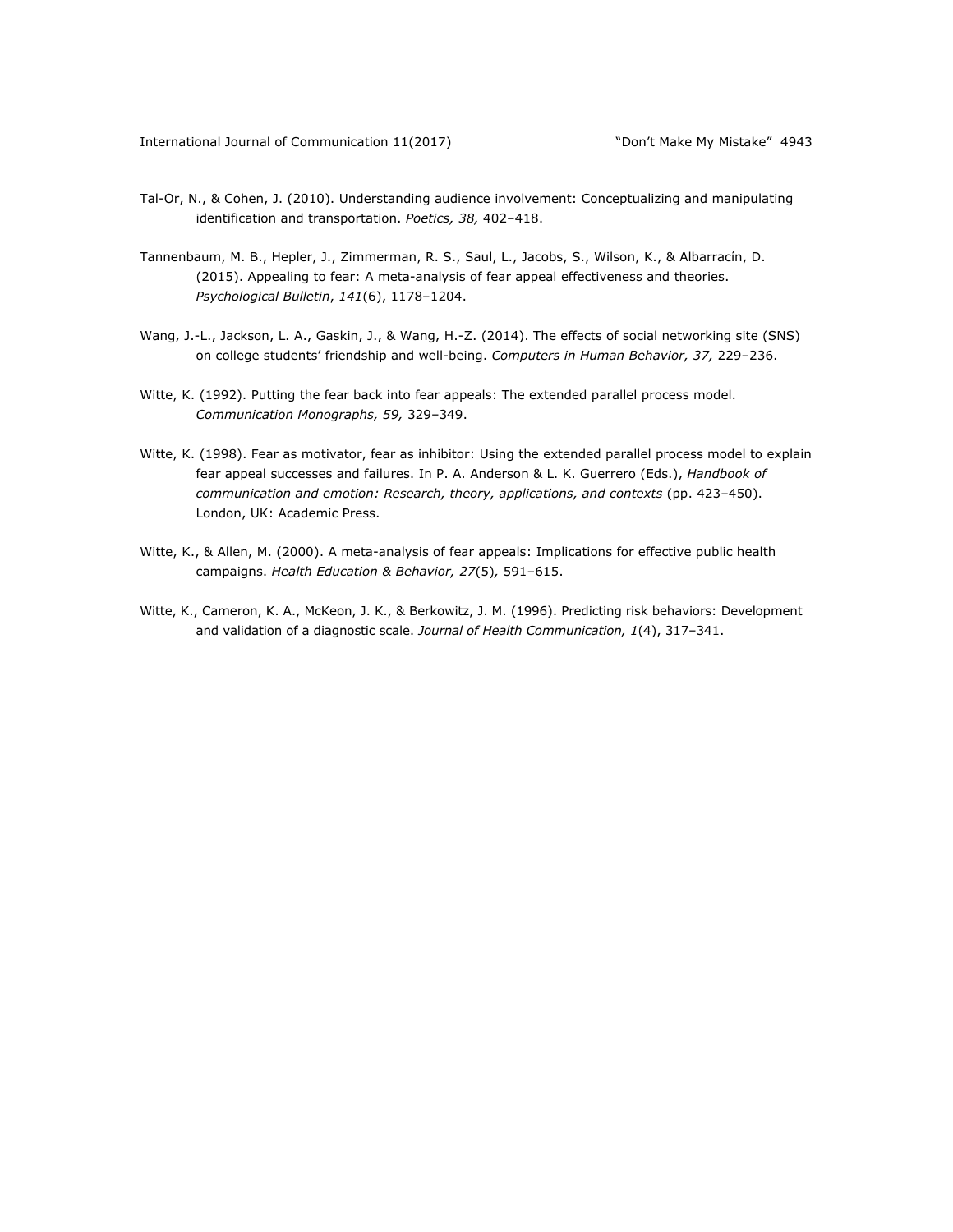Tal-Or, N., & Cohen, J. (2010). Understanding audience involvement: Conceptualizing and manipulating identification and transportation. *Poetics, 38,* 402–418.

Tannenbaum, M. B., Hepler, J., Zimmerman, R. S., Saul, L., Jacobs, S., Wilson, K., & Albarracín, D. (2015). Appealing to fear: A meta-analysis of fear appeal effectiveness and theories. *Psychological Bulletin*, *141*(6), 1178–1204.

Wang, J.-L., Jackson, L. A., Gaskin, J., & Wang, H.-Z. (2014). The effects of social networking site (SNS) on college students' friendship and well-being. *Computers in Human Behavior, 37,* 229–236.

Witte, K. (1992). Putting the fear back into fear appeals: The extended parallel process model. *Communication Monographs, 59,* 329–349.

Witte, K. (1998). Fear as motivator, fear as inhibitor: Using the extended parallel process model to explain fear appeal successes and failures. In P. A. Anderson & L. K. Guerrero (Eds.), *Handbook of communication and emotion: Research, theory, applications, and contexts* (pp. 423–450). London, UK: Academic Press.

Witte, K., & Allen, M. (2000). A meta-analysis of fear appeals: Implications for effective public health campaigns. *Health Education & Behavior, 27*(5)*,* 591–615.

Witte, K., Cameron, K. A., McKeon, J. K., & Berkowitz, J. M. (1996). Predicting risk behaviors: Development and validation of a diagnostic scale. *Journal of Health Communication, 1*(4), 317–341.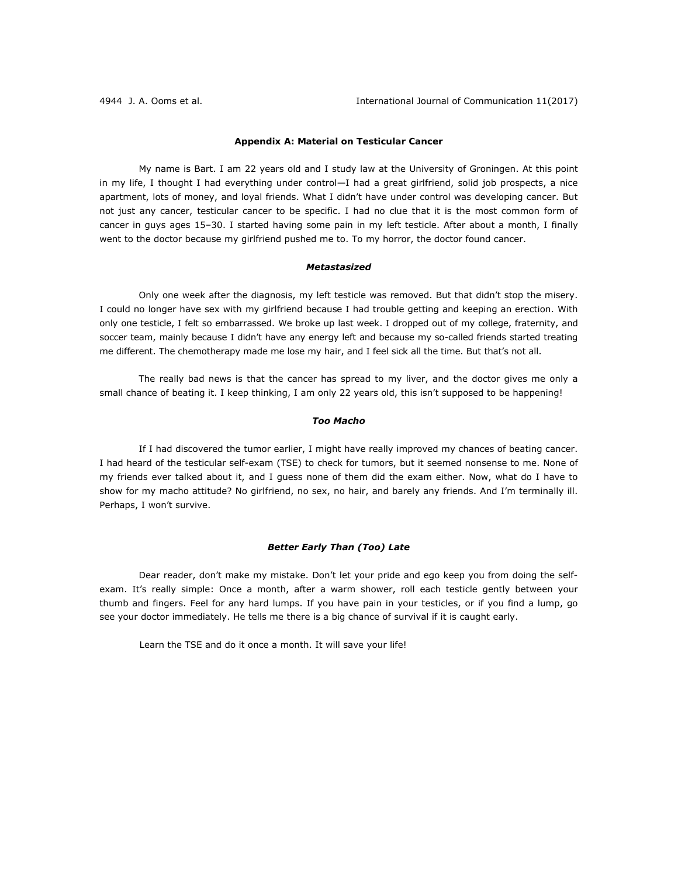## Appendix A: Material on Testicular Cancer

My name is Bart. I am 22 years old and I study law at the University of Groningen. At this point in my life, I thought I had everything under control—I had a great girlfriend, solid job prospects, a nice apartment, lots of money, and loyal friends. What I didn't have under control was developing cancer. But not just any cancer, testicular cancer to be specific. I had no clue that it is the most common form of cancer in guys ages 15–30. I started having some pain in my left testicle. After about a month, I finally went to the doctor because my girlfriend pushed me to. To my horror, the doctor found cancer.

### *Metastasized*

Only one week after the diagnosis, my left testicle was removed. But that didn't stop the misery. I could no longer have sex with my girlfriend because I had trouble getting and keeping an erection. With only one testicle, I felt so embarrassed. We broke up last week. I dropped out of my college, fraternity, and soccer team, mainly because I didn't have any energy left and because my so-called friends started treating me different. The chemotherapy made me lose my hair, and I feel sick all the time. But that's not all.

The really bad news is that the cancer has spread to my liver, and the doctor gives me only a small chance of beating it. I keep thinking, I am only 22 years old, this isn't supposed to be happening!

### *Too Macho*

If I had discovered the tumor earlier, I might have really improved my chances of beating cancer. I had heard of the testicular self-exam (TSE) to check for tumors, but it seemed nonsense to me. None of my friends ever talked about it, and I guess none of them did the exam either. Now, what do I have to show for my macho attitude? No girlfriend, no sex, no hair, and barely any friends. And I'm terminally ill. Perhaps, I won't survive.

### *Better Early Than (Too) Late*

Dear reader, don't make my mistake. Don't let your pride and ego keep you from doing the self-exam. It's really simple: Once a month, after a warm shower, roll each testicle gently between your thumb and fingers. Feel for any hard lumps. If you have pain in your testicles, or if you find a lump, go see your doctor immediately. He tells me there is a big chance of survival if it is caught early.

Learn the TSE and do it once a month. It will save your life!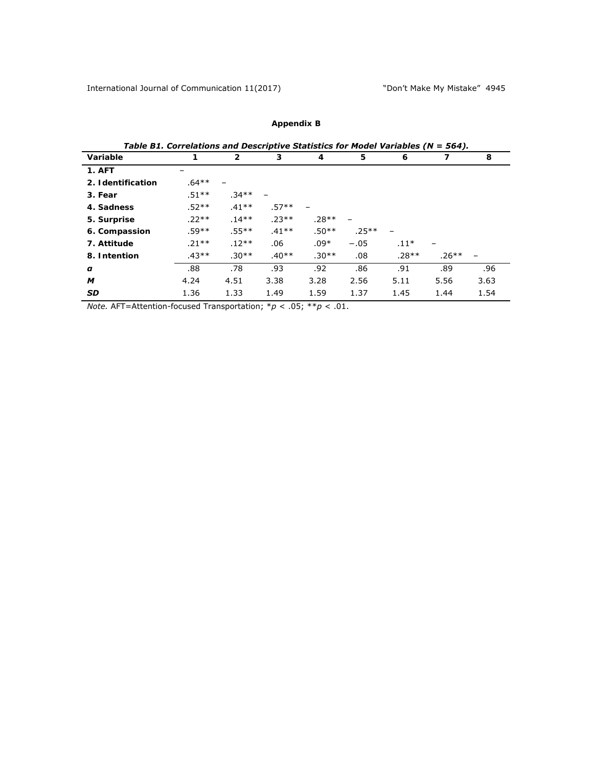## Appendix B

***Table B1. Correlations and Descriptive Statistics for Model Variables (N = 564).***

| Variable | 1 | 2 | 3 | 4 | 5 | 6 | 7 | 8 |
|---|---|---|---|---|---|---|---|---|
| **1. AFT** | – | | | | | | | |
| **2. Identification** | .64** | – | | | | | | |
| **3. Fear** | .51** | .34** | – | | | | | |
| **4. Sadness** | .52** | .41** | .57** | – | | | | |
| **5. Surprise** | .22** | .14** | .23** | .28** | – | | | |
| **6. Compassion** | .59** | .55** | .41** | .50** | .25** | – | | |
| **7. Attitude** | .21** | .12** | .06 | .09* | −.05 | .11* | – | |
| **8. Intention** | .43** | .30** | .40** | .30** | .08 | .28** | .26** | – |
| ***α*** | .88 | .78 | .93 | .92 | .86 | .91 | .89 | .96 |
| ***M*** | 4.24 | 4.51 | 3.38 | 3.28 | 2.56 | 5.11 | 5.56 | 3.63 |
| ***SD*** | 1.36 | 1.33 | 1.49 | 1.59 | 1.37 | 1.45 | 1.44 | 1.54 |

*Note.* AFT=Attention-focused Transportation; $*p < .05$; $**p < .01$.